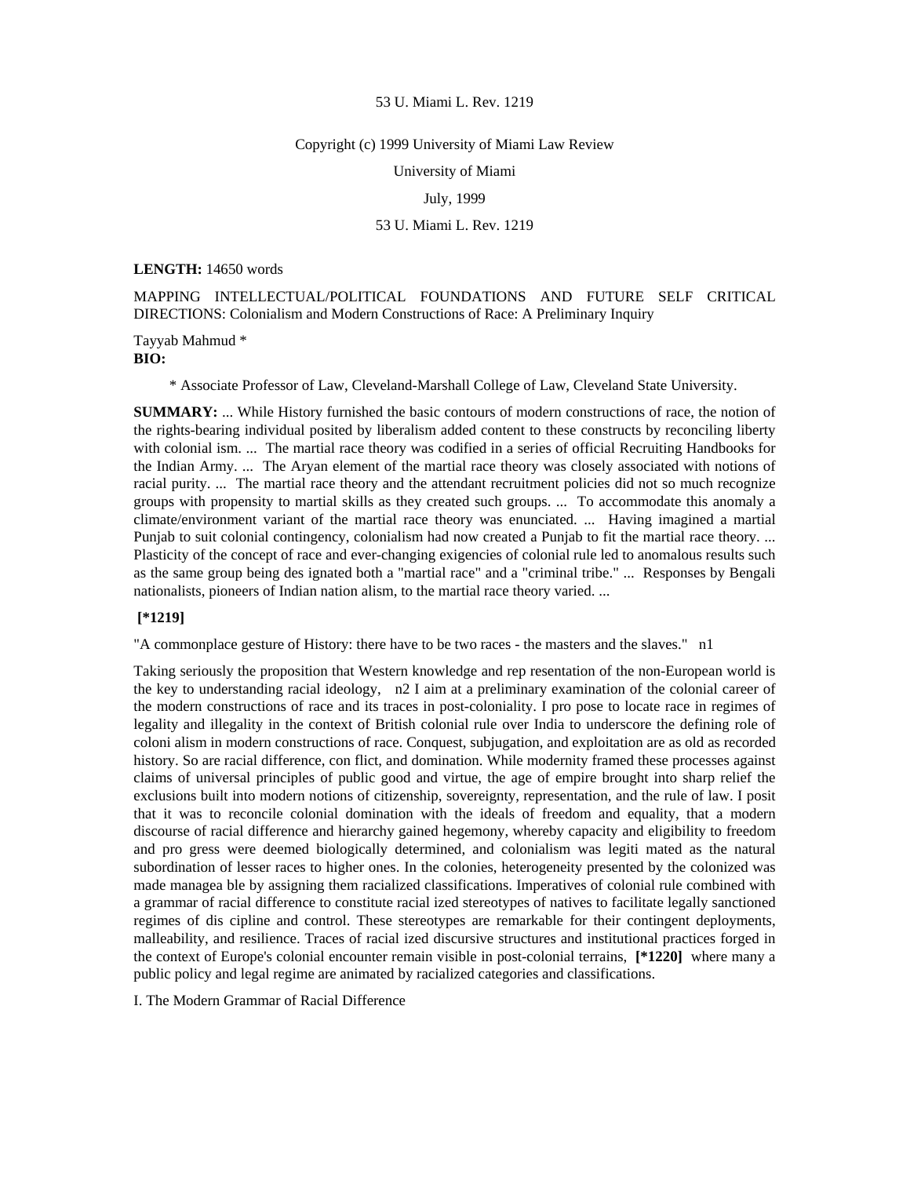53 U. Miami L. Rev. 1219

Copyright (c) 1999 University of Miami Law Review

University of Miami

July, 1999

53 U. Miami L. Rev. 1219

**LENGTH:** 14650 words

MAPPING INTELLECTUAL/POLITICAL FOUNDATIONS AND FUTURE SELF CRITICAL DIRECTIONS: Colonialism and Modern Constructions of Race: A Preliminary Inquiry

Tayyab Mahmud *

**BIO:**

* Associate Professor of Law, Cleveland-Marshall College of Law, Cleveland State University.

**SUMMARY:** ... While History furnished the basic contours of modern constructions of race, the notion of the rights-bearing individual posited by liberalism added content to these constructs by reconciling liberty with colonial ism. ... The martial race theory was codified in a series of official Recruiting Handbooks for the Indian Army. ... The Aryan element of the martial race theory was closely associated with notions of racial purity. ... The martial race theory and the attendant recruitment policies did not so much recognize groups with propensity to martial skills as they created such groups. ... To accommodate this anomaly a climate/environment variant of the martial race theory was enunciated. ... Having imagined a martial Punjab to suit colonial contingency, colonialism had now created a Punjab to fit the martial race theory. ... Plasticity of the concept of race and ever-changing exigencies of colonial rule led to anomalous results such as the same group being des ignated both a "martial race" and a "criminal tribe." ... Responses by Bengali nationalists, pioneers of Indian nation alism, to the martial race theory varied. ...

**[*1219]**

"A commonplace gesture of History: there have to be two races - the masters and the slaves." n1

Taking seriously the proposition that Western knowledge and rep resentation of the non-European world is the key to understanding racial ideology, n2 I aim at a preliminary examination of the colonial career of the modern constructions of race and its traces in post-coloniality. I pro pose to locate race in regimes of legality and illegality in the context of British colonial rule over India to underscore the defining role of coloni alism in modern constructions of race. Conquest, subjugation, and exploitation are as old as recorded history. So are racial difference, con flict, and domination. While modernity framed these processes against claims of universal principles of public good and virtue, the age of empire brought into sharp relief the exclusions built into modern notions of citizenship, sovereignty, representation, and the rule of law. I posit that it was to reconcile colonial domination with the ideals of freedom and equality, that a modern discourse of racial difference and hierarchy gained hegemony, whereby capacity and eligibility to freedom and pro gress were deemed biologically determined, and colonialism was legiti mated as the natural subordination of lesser races to higher ones. In the colonies, heterogeneity presented by the colonized was made managea ble by assigning them racialized classifications. Imperatives of colonial rule combined with a grammar of racial difference to constitute racial ized stereotypes of natives to facilitate legally sanctioned regimes of dis cipline and control. These stereotypes are remarkable for their contingent deployments, malleability, and resilience. Traces of racial ized discursive structures and institutional practices forged in the context of Europe's colonial encounter remain visible in post-colonial terrains, **[*1220]** where many a public policy and legal regime are animated by racialized categories and classifications.

I. The Modern Grammar of Racial Difference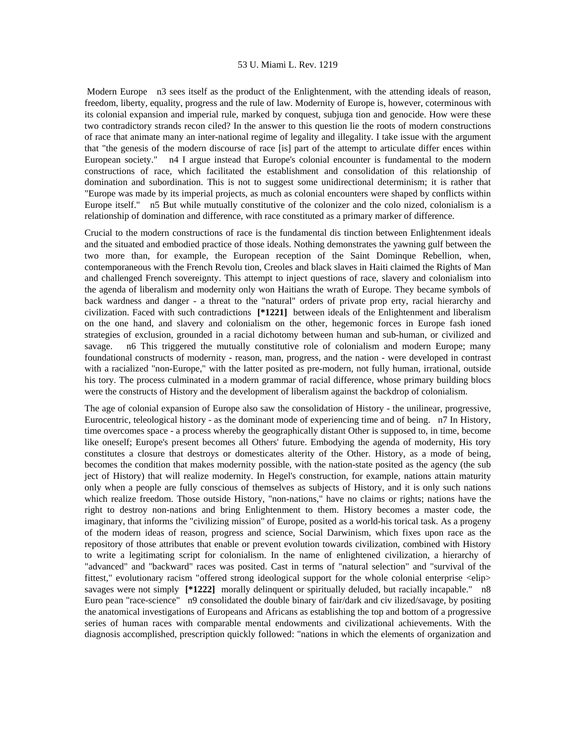Modern Europe n3 sees itself as the product of the Enlightenment, with the attending ideals of reason, freedom, liberty, equality, progress and the rule of law. Modernity of Europe is, however, coterminous with its colonial expansion and imperial rule, marked by conquest, subjuga tion and genocide. How were these two contradictory strands recon ciled? In the answer to this question lie the roots of modern constructions of race that animate many an inter-national regime of legality and illegality. I take issue with the argument that "the genesis of the modern discourse of race [is] part of the attempt to articulate differ ences within European society." n4 I argue instead that Europe's colonial encounter is fundamental to the modern constructions of race, which facilitated the establishment and consolidation of this relationship of domination and subordination. This is not to suggest some unidirectional determinism; it is rather that "Europe was made by its imperial projects, as much as colonial encounters were shaped by conflicts within Europe itself." n5 But while mutually constitutive of the colonizer and the colo nized, colonialism is a relationship of domination and difference, with race constituted as a primary marker of difference.

Crucial to the modern constructions of race is the fundamental dis tinction between Enlightenment ideals and the situated and embodied practice of those ideals. Nothing demonstrates the yawning gulf between the two more than, for example, the European reception of the Saint Dominque Rebellion, when, contemporaneous with the French Revolu tion, Creoles and black slaves in Haiti claimed the Rights of Man and challenged French sovereignty. This attempt to inject questions of race, slavery and colonialism into the agenda of liberalism and modernity only won Haitians the wrath of Europe. They became symbols of back wardness and danger - a threat to the "natural" orders of private prop erty, racial hierarchy and civilization. Faced with such contradictions **[*1221]** between ideals of the Enlightenment and liberalism on the one hand, and slavery and colonialism on the other, hegemonic forces in Europe fash ioned strategies of exclusion, grounded in a racial dichotomy between human and sub-human, or civilized and savage. n6 This triggered the mutually constitutive role of colonialism and modern Europe; many foundational constructs of modernity - reason, man, progress, and the nation - were developed in contrast with a racialized "non-Europe," with the latter posited as pre-modern, not fully human, irrational, outside his tory. The process culminated in a modern grammar of racial difference, whose primary building blocs were the constructs of History and the development of liberalism against the backdrop of colonialism.

The age of colonial expansion of Europe also saw the consolidation of History - the unilinear, progressive, Eurocentric, teleological history - as the dominant mode of experiencing time and of being. n7 In History, time overcomes space - a process whereby the geographically distant Other is supposed to, in time, become like oneself; Europe's present becomes all Others' future. Embodying the agenda of modernity, His tory constitutes a closure that destroys or domesticates alterity of the Other. History, as a mode of being, becomes the condition that makes modernity possible, with the nation-state posited as the agency (the sub ject of History) that will realize modernity. In Hegel's construction, for example, nations attain maturity only when a people are fully conscious of themselves as subjects of History, and it is only such nations which realize freedom. Those outside History, "non-nations," have no claims or rights; nations have the right to destroy non-nations and bring Enlightenment to them. History becomes a master code, the imaginary, that informs the "civilizing mission" of Europe, posited as a world-his torical task. As a progeny of the modern ideas of reason, progress and science, Social Darwinism, which fixes upon race as the repository of those attributes that enable or prevent evolution towards civilization, combined with History to write a legitimating script for colonialism. In the name of enlightened civilization, a hierarchy of "advanced" and "backward" races was posited. Cast in terms of "natural selection" and "survival of the fittest," evolutionary racism "offered strong ideological support for the whole colonial enterprise <elip> savages were not simply **[*1222]** morally delinquent or spiritually deluded, but racially incapable." n8 Euro pean "race-science" n9 consolidated the double binary of fair/dark and civ ilized/savage, by positing the anatomical investigations of Europeans and Africans as establishing the top and bottom of a progressive series of human races with comparable mental endowments and civilizational achievements. With the diagnosis accomplished, prescription quickly followed: "nations in which the elements of organization and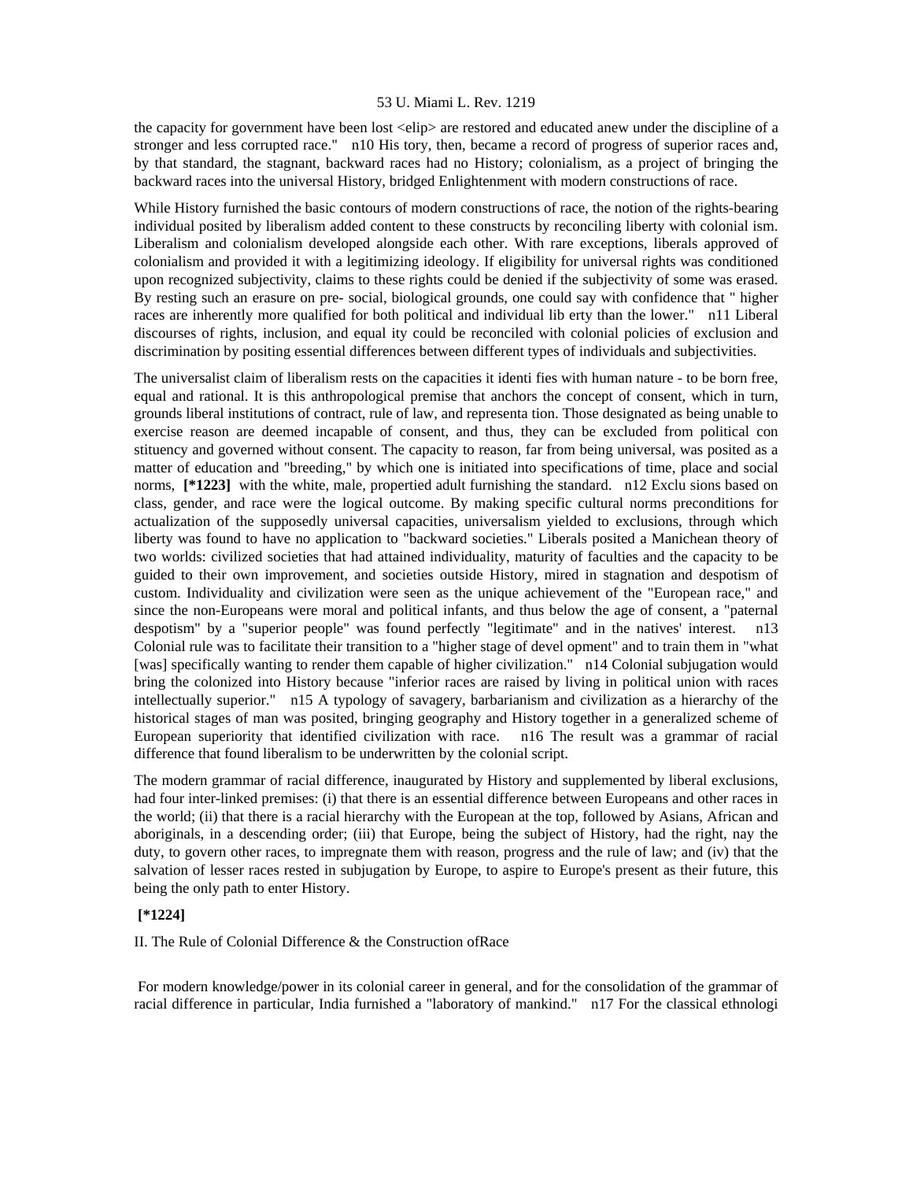the capacity for government have been lost <elip> are restored and educated anew under the discipline of a stronger and less corrupted race." n10 His tory, then, became a record of progress of superior races and, by that standard, the stagnant, backward races had no History; colonialism, as a project of bringing the backward races into the universal History, bridged Enlightenment with modern constructions of race.

While History furnished the basic contours of modern constructions of race, the notion of the rights-bearing individual posited by liberalism added content to these constructs by reconciling liberty with colonial ism. Liberalism and colonialism developed alongside each other. With rare exceptions, liberals approved of colonialism and provided it with a legitimizing ideology. If eligibility for universal rights was conditioned upon recognized subjectivity, claims to these rights could be denied if the subjectivity of some was erased. By resting such an erasure on pre- social, biological grounds, one could say with confidence that " higher races are inherently more qualified for both political and individual lib erty than the lower." n11 Liberal discourses of rights, inclusion, and equal ity could be reconciled with colonial policies of exclusion and discrimination by positing essential differences between different types of individuals and subjectivities.

The universalist claim of liberalism rests on the capacities it identi fies with human nature - to be born free, equal and rational. It is this anthropological premise that anchors the concept of consent, which in turn, grounds liberal institutions of contract, rule of law, and representa tion. Those designated as being unable to exercise reason are deemed incapable of consent, and thus, they can be excluded from political con stituency and governed without consent. The capacity to reason, far from being universal, was posited as a matter of education and "breeding," by which one is initiated into specifications of time, place and social norms, **[*1223]** with the white, male, propertied adult furnishing the standard. n12 Exclu sions based on class, gender, and race were the logical outcome. By making specific cultural norms preconditions for actualization of the supposedly universal capacities, universalism yielded to exclusions, through which liberty was found to have no application to "backward societies." Liberals posited a Manichean theory of two worlds: civilized societies that had attained individuality, maturity of faculties and the capacity to be guided to their own improvement, and societies outside History, mired in stagnation and despotism of custom. Individuality and civilization were seen as the unique achievement of the "European race," and since the non-Europeans were moral and political infants, and thus below the age of consent, a "paternal despotism" by a "superior people" was found perfectly "legitimate" and in the natives' interest. n13 Colonial rule was to facilitate their transition to a "higher stage of devel opment" and to train them in "what [was] specifically wanting to render them capable of higher civilization." n14 Colonial subjugation would bring the colonized into History because "inferior races are raised by living in political union with races intellectually superior." n15 A typology of savagery, barbarianism and civilization as a hierarchy of the historical stages of man was posited, bringing geography and History together in a generalized scheme of European superiority that identified civilization with race. n16 The result was a grammar of racial difference that found liberalism to be underwritten by the colonial script.

The modern grammar of racial difference, inaugurated by History and supplemented by liberal exclusions, had four inter-linked premises: (i) that there is an essential difference between Europeans and other races in the world; (ii) that there is a racial hierarchy with the European at the top, followed by Asians, African and aboriginals, in a descending order; (iii) that Europe, being the subject of History, had the right, nay the duty, to govern other races, to impregnate them with reason, progress and the rule of law; and (iv) that the salvation of lesser races rested in subjugation by Europe, to aspire to Europe's present as their future, this being the only path to enter History.

**[*1224]**

## II. The Rule of Colonial Difference & the Construction ofRace

For modern knowledge/power in its colonial career in general, and for the consolidation of the grammar of racial difference in particular, India furnished a "laboratory of mankind." n17 For the classical ethnologi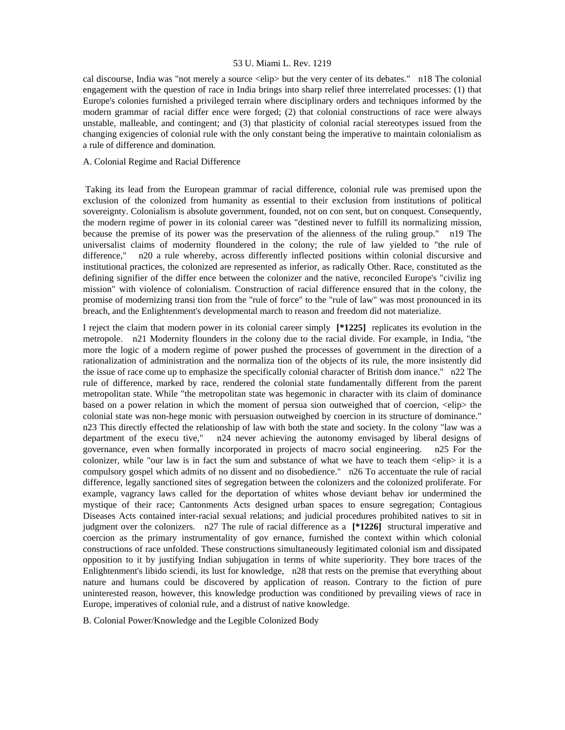cal discourse, India was "not merely a source <elip> but the very center of its debates." n18 The colonial engagement with the question of race in India brings into sharp relief three interrelated processes: (1) that Europe's colonies furnished a privileged terrain where disciplinary orders and techniques informed by the modern grammar of racial differ ence were forged; (2) that colonial constructions of race were always unstable, malleable, and contingent; and (3) that plasticity of colonial racial stereotypes issued from the changing exigencies of colonial rule with the only constant being the imperative to maintain colonialism as a rule of difference and domination.

A. Colonial Regime and Racial Difference

Taking its lead from the European grammar of racial difference, colonial rule was premised upon the exclusion of the colonized from humanity as essential to their exclusion from institutions of political sovereignty. Colonialism is absolute government, founded, not on con sent, but on conquest. Consequently, the modern regime of power in its colonial career was "destined never to fulfill its normalizing mission, because the premise of its power was the preservation of the alienness of the ruling group." n19 The universalist claims of modernity floundered in the colony; the rule of law yielded to "the rule of difference," n20 a rule whereby, across differently inflected positions within colonial discursive and institutional practices, the colonized are represented as inferior, as radically Other. Race, constituted as the defining signifier of the differ ence between the colonizer and the native, reconciled Europe's "civiliz ing mission" with violence of colonialism. Construction of racial difference ensured that in the colony, the promise of modernizing transi tion from the "rule of force" to the "rule of law" was most pronounced in its breach, and the Enlightenment's developmental march to reason and freedom did not materialize.

I reject the claim that modern power in its colonial career simply **[*1225]** replicates its evolution in the metropole. n21 Modernity flounders in the colony due to the racial divide. For example, in India, "the more the logic of a modern regime of power pushed the processes of government in the direction of a rationalization of administration and the normaliza tion of the objects of its rule, the more insistently did the issue of race come up to emphasize the specifically colonial character of British dom inance." n22 The rule of difference, marked by race, rendered the colonial state fundamentally different from the parent metropolitan state. While "the metropolitan state was hegemonic in character with its claim of dominance based on a power relation in which the moment of persua sion outweighed that of coercion, <elip> the colonial state was non-hege monic with persuasion outweighed by coercion in its structure of dominance." n23 This directly effected the relationship of law with both the state and society. In the colony "law was a department of the execu tive," n24 never achieving the autonomy envisaged by liberal designs of governance, even when formally incorporated in projects of macro social engineering. n25 For the colonizer, while "our law is in fact the sum and substance of what we have to teach them <elip> it is a compulsory gospel which admits of no dissent and no disobedience." n26 To accentuate the rule of racial difference, legally sanctioned sites of segregation between the colonizers and the colonized proliferate. For example, vagrancy laws called for the deportation of whites whose deviant behav ior undermined the mystique of their race; Cantonments Acts designed urban spaces to ensure segregation; Contagious Diseases Acts contained inter-racial sexual relations; and judicial procedures prohibited natives to sit in judgment over the colonizers. n27 The rule of racial difference as a **[*1226]** structural imperative and coercion as the primary instrumentality of gov ernance, furnished the context within which colonial constructions of race unfolded. These constructions simultaneously legitimated colonial ism and dissipated opposition to it by justifying Indian subjugation in terms of white superiority. They bore traces of the Enlightenment's libido sciendi, its lust for knowledge, n28 that rests on the premise that everything about nature and humans could be discovered by application of reason. Contrary to the fiction of pure uninterested reason, however, this knowledge production was conditioned by prevailing views of race in Europe, imperatives of colonial rule, and a distrust of native knowledge.

B. Colonial Power/Knowledge and the Legible Colonized Body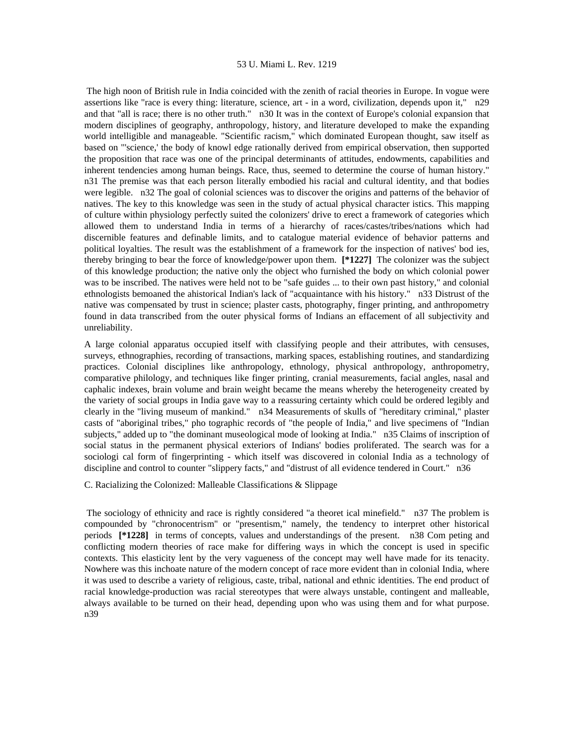The high noon of British rule in India coincided with the zenith of racial theories in Europe. In vogue were assertions like "race is every thing: literature, science, art - in a word, civilization, depends upon it," n29 and that "all is race; there is no other truth." n30 It was in the context of Europe's colonial expansion that modern disciplines of geography, anthropology, history, and literature developed to make the expanding world intelligible and manageable. "Scientific racism," which dominated European thought, saw itself as based on "'science,' the body of knowl edge rationally derived from empirical observation, then supported the proposition that race was one of the principal determinants of attitudes, endowments, capabilities and inherent tendencies among human beings. Race, thus, seemed to determine the course of human history." n31 The premise was that each person literally embodied his racial and cultural identity, and that bodies were legible. n32 The goal of colonial sciences was to discover the origins and patterns of the behavior of natives. The key to this knowledge was seen in the study of actual physical character istics. This mapping of culture within physiology perfectly suited the colonizers' drive to erect a framework of categories which allowed them to understand India in terms of a hierarchy of races/castes/tribes/nations which had discernible features and definable limits, and to catalogue material evidence of behavior patterns and political loyalties. The result was the establishment of a framework for the inspection of natives' bod ies, thereby bringing to bear the force of knowledge/power upon them. **[*1227]** The colonizer was the subject of this knowledge production; the native only the object who furnished the body on which colonial power was to be inscribed. The natives were held not to be "safe guides ... to their own past history," and colonial ethnologists bemoaned the ahistorical Indian's lack of "acquaintance with his history." n33 Distrust of the native was compensated by trust in science; plaster casts, photography, finger printing, and anthropometry found in data transcribed from the outer physical forms of Indians an effacement of all subjectivity and unreliability.

A large colonial apparatus occupied itself with classifying people and their attributes, with censuses, surveys, ethnographies, recording of transactions, marking spaces, establishing routines, and standardizing practices. Colonial disciplines like anthropology, ethnology, physical anthropology, anthropometry, comparative philology, and techniques like finger printing, cranial measurements, facial angles, nasal and caphalic indexes, brain volume and brain weight became the means whereby the heterogeneity created by the variety of social groups in India gave way to a reassuring certainty which could be ordered legibly and clearly in the "living museum of mankind." n34 Measurements of skulls of "hereditary criminal," plaster casts of "aboriginal tribes," pho tographic records of "the people of India," and live specimens of "Indian subjects," added up to "the dominant museological mode of looking at India." n35 Claims of inscription of social status in the permanent physical exteriors of Indians' bodies proliferated. The search was for a sociologi cal form of fingerprinting - which itself was discovered in colonial India as a technology of discipline and control to counter "slippery facts," and "distrust of all evidence tendered in Court." n36

C. Racializing the Colonized: Malleable Classifications & Slippage

The sociology of ethnicity and race is rightly considered "a theoret ical minefield." n37 The problem is compounded by "chronocentrism" or "presentism," namely, the tendency to interpret other historical periods **[*1228]** in terms of concepts, values and understandings of the present. n38 Com peting and conflicting modern theories of race make for differing ways in which the concept is used in specific contexts. This elasticity lent by the very vagueness of the concept may well have made for its tenacity. Nowhere was this inchoate nature of the modern concept of race more evident than in colonial India, where it was used to describe a variety of religious, caste, tribal, national and ethnic identities. The end product of racial knowledge-production was racial stereotypes that were always unstable, contingent and malleable, always available to be turned on their head, depending upon who was using them and for what purpose. n39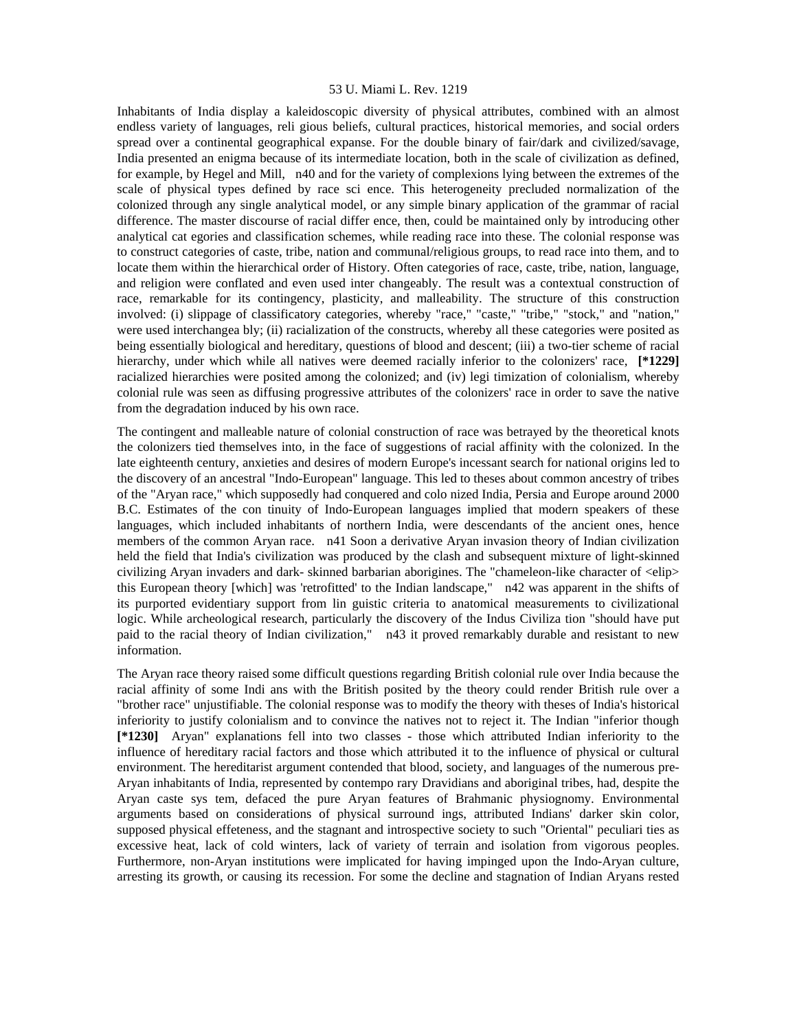Inhabitants of India display a kaleidoscopic diversity of physical attributes, combined with an almost endless variety of languages, religious beliefs, cultural practices, historical memories, and social orders spread over a continental geographical expanse. For the double binary of fair/dark and civilized/savage, India presented an enigma because of its intermediate location, both in the scale of civilization as defined, for example, by Hegel and Mill, n40 and for the variety of complexions lying between the extremes of the scale of physical types defined by race science. This heterogeneity precluded normalization of the colonized through any single analytical model, or any simple binary application of the grammar of racial difference. The master discourse of racial difference, then, could be maintained only by introducing other analytical categories and classification schemes, while reading race into these. The colonial response was to construct categories of caste, tribe, nation and communal/religious groups, to read race into them, and to locate them within the hierarchical order of History. Often categories of race, caste, tribe, nation, language, and religion were conflated and even used interchangeably. The result was a contextual construction of race, remarkable for its contingency, plasticity, and malleability. The structure of this construction involved: (i) slippage of classificatory categories, whereby "race," "caste," "tribe," "stock," and "nation," were used interchangeably; (ii) racialization of the constructs, whereby all these categories were posited as being essentially biological and hereditary, questions of blood and descent; (iii) a two-tier scheme of racial hierarchy, under which while all natives were deemed racially inferior to the colonizers' race, **[*1229]** racialized hierarchies were posited among the colonized; and (iv) legitimization of colonialism, whereby colonial rule was seen as diffusing progressive attributes of the colonizers' race in order to save the native from the degradation induced by his own race.

The contingent and malleable nature of colonial construction of race was betrayed by the theoretical knots the colonizers tied themselves into, in the face of suggestions of racial affinity with the colonized. In the late eighteenth century, anxieties and desires of modern Europe's incessant search for national origins led to the discovery of an ancestral "Indo-European" language. This led to theses about common ancestry of tribes of the "Aryan race," which supposedly had conquered and colonized India, Persia and Europe around 2000 B.C. Estimates of the continuity of Indo-European languages implied that modern speakers of these languages, which included inhabitants of northern India, were descendants of the ancient ones, hence members of the common Aryan race. n41 Soon a derivative Aryan invasion theory of Indian civilization held the field that India's civilization was produced by the clash and subsequent mixture of light-skinned civilizing Aryan invaders and dark- skinned barbarian aborigines. The "chameleon-like character of <elip> this European theory [which] was 'retrofitted' to the Indian landscape," n42 was apparent in the shifts of its purported evidentiary support from linguistic criteria to anatomical measurements to civilizational logic. While archeological research, particularly the discovery of the Indus Civilization "should have put paid to the racial theory of Indian civilization," n43 it proved remarkably durable and resistant to new information.

The Aryan race theory raised some difficult questions regarding British colonial rule over India because the racial affinity of some Indians with the British posited by the theory could render British rule over a "brother race" unjustifiable. The colonial response was to modify the theory with theses of India's historical inferiority to justify colonialism and to convince the natives not to reject it. The Indian "inferior though **[*1230]** Aryan" explanations fell into two classes - those which attributed Indian inferiority to the influence of hereditary racial factors and those which attributed it to the influence of physical or cultural environment. The hereditarist argument contended that blood, society, and languages of the numerous pre-Aryan inhabitants of India, represented by contemporary Dravidians and aboriginal tribes, had, despite the Aryan caste system, defaced the pure Aryan features of Brahmanic physiognomy. Environmental arguments based on considerations of physical surroundings, attributed Indians' darker skin color, supposed physical effeteness, and the stagnant and introspective society to such "Oriental" peculiarities as excessive heat, lack of cold winters, lack of variety of terrain and isolation from vigorous peoples. Furthermore, non-Aryan institutions were implicated for having impinged upon the Indo-Aryan culture, arresting its growth, or causing its recession. For some the decline and stagnation of Indian Aryans rested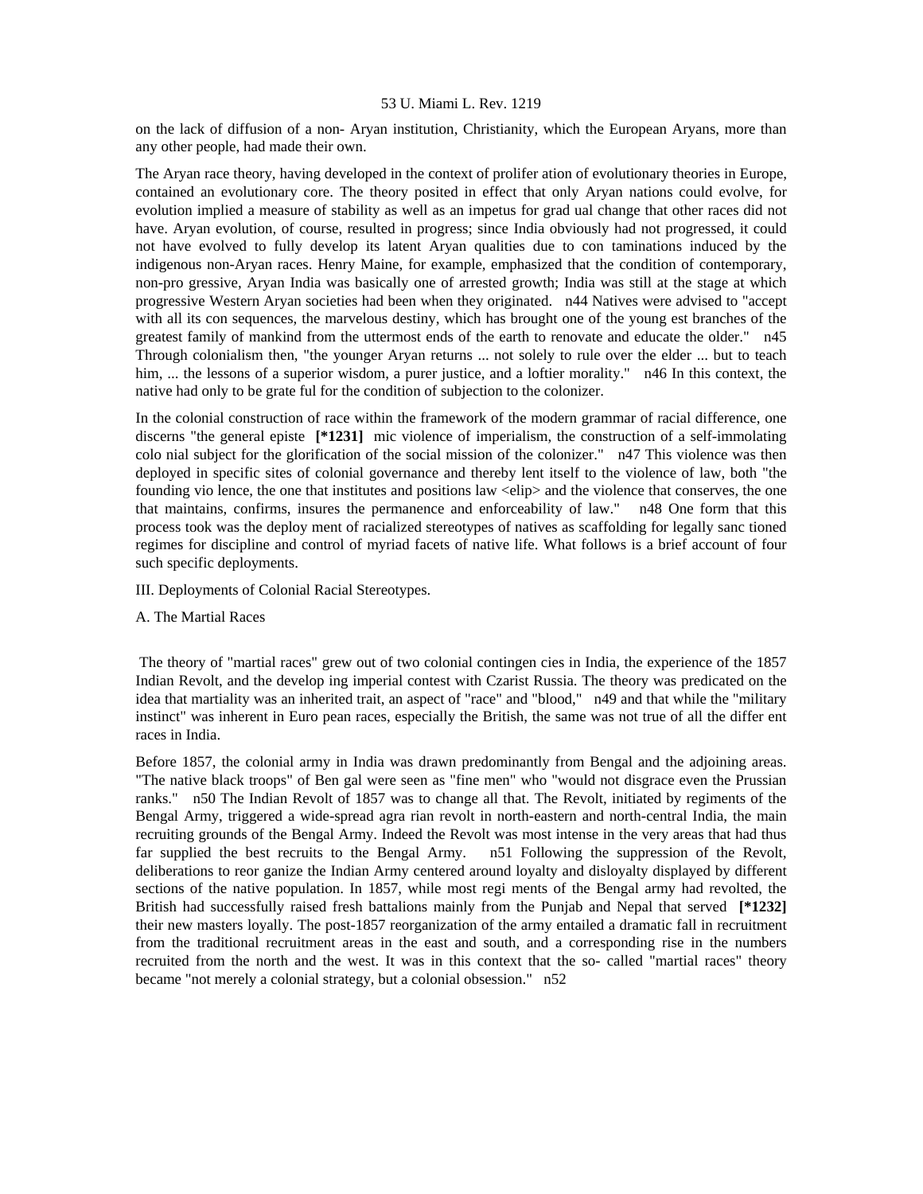on the lack of diffusion of a non- Aryan institution, Christianity, which the European Aryans, more than any other people, had made their own.

The Aryan race theory, having developed in the context of prolifer ation of evolutionary theories in Europe, contained an evolutionary core. The theory posited in effect that only Aryan nations could evolve, for evolution implied a measure of stability as well as an impetus for grad ual change that other races did not have. Aryan evolution, of course, resulted in progress; since India obviously had not progressed, it could not have evolved to fully develop its latent Aryan qualities due to con taminations induced by the indigenous non-Aryan races. Henry Maine, for example, emphasized that the condition of contemporary, non-pro gressive, Aryan India was basically one of arrested growth; India was still at the stage at which progressive Western Aryan societies had been when they originated. n44 Natives were advised to "accept with all its con sequences, the marvelous destiny, which has brought one of the young est branches of the greatest family of mankind from the uttermost ends of the earth to renovate and educate the older." n45 Through colonialism then, "the younger Aryan returns ... not solely to rule over the elder ... but to teach him, ... the lessons of a superior wisdom, a purer justice, and a loftier morality." n46 In this context, the native had only to be grate ful for the condition of subjection to the colonizer.

In the colonial construction of race within the framework of the modern grammar of racial difference, one discerns "the general episte **[*1231]** mic violence of imperialism, the construction of a self-immolating colo nial subject for the glorification of the social mission of the colonizer." n47 This violence was then deployed in specific sites of colonial governance and thereby lent itself to the violence of law, both "the founding vio lence, the one that institutes and positions law <elip> and the violence that conserves, the one that maintains, confirms, insures the permanence and enforceability of law." n48 One form that this process took was the deploy ment of racialized stereotypes of natives as scaffolding for legally sanc tioned regimes for discipline and control of myriad facets of native life. What follows is a brief account of four such specific deployments.

## III. Deployments of Colonial Racial Stereotypes.

### A. The Martial Races

The theory of "martial races" grew out of two colonial contingen cies in India, the experience of the 1857 Indian Revolt, and the develop ing imperial contest with Czarist Russia. The theory was predicated on the idea that martiality was an inherited trait, an aspect of "race" and "blood," n49 and that while the "military instinct" was inherent in Euro pean races, especially the British, the same was not true of all the differ ent races in India.

Before 1857, the colonial army in India was drawn predominantly from Bengal and the adjoining areas. "The native black troops" of Ben gal were seen as "fine men" who "would not disgrace even the Prussian ranks." n50 The Indian Revolt of 1857 was to change all that. The Revolt, initiated by regiments of the Bengal Army, triggered a wide-spread agra rian revolt in north-eastern and north-central India, the main recruiting grounds of the Bengal Army. Indeed the Revolt was most intense in the very areas that had thus far supplied the best recruits to the Bengal Army. n51 Following the suppression of the Revolt, deliberations to reor ganize the Indian Army centered around loyalty and disloyalty displayed by different sections of the native population. In 1857, while most regi ments of the Bengal army had revolted, the British had successfully raised fresh battalions mainly from the Punjab and Nepal that served **[*1232]** their new masters loyally. The post-1857 reorganization of the army entailed a dramatic fall in recruitment from the traditional recruitment areas in the east and south, and a corresponding rise in the numbers recruited from the north and the west. It was in this context that the so- called "martial races" theory became "not merely a colonial strategy, but a colonial obsession." n52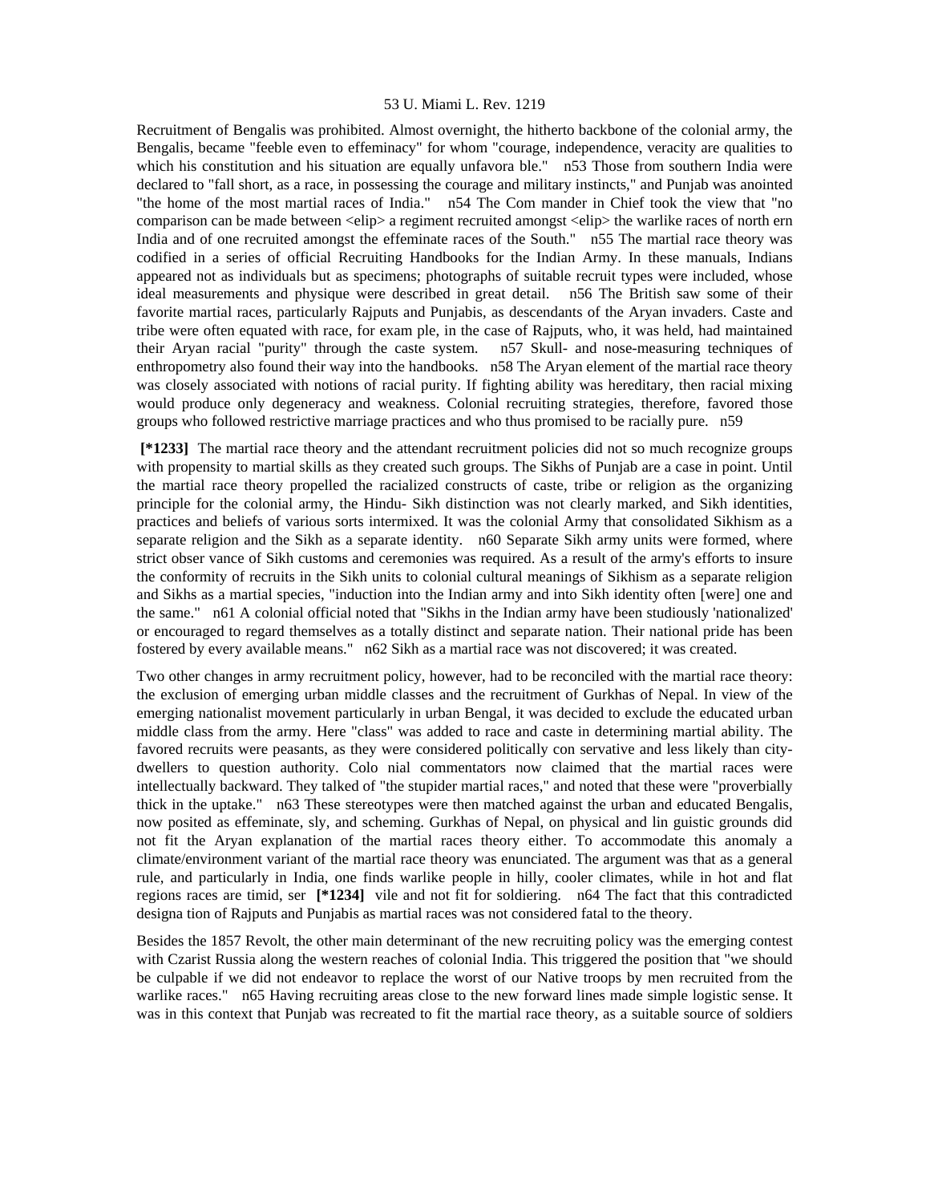Recruitment of Bengalis was prohibited. Almost overnight, the hitherto backbone of the colonial army, the Bengalis, became "feeble even to effeminacy" for whom "courage, independence, veracity are qualities to which his constitution and his situation are equally unfavora ble." n53 Those from southern India were declared to "fall short, as a race, in possessing the courage and military instincts," and Punjab was anointed "the home of the most martial races of India." n54 The Com mander in Chief took the view that "no comparison can be made between <elip> a regiment recruited amongst <elip> the warlike races of north ern India and of one recruited amongst the effeminate races of the South." n55 The martial race theory was codified in a series of official Recruiting Handbooks for the Indian Army. In these manuals, Indians appeared not as individuals but as specimens; photographs of suitable recruit types were included, whose ideal measurements and physique were described in great detail. n56 The British saw some of their favorite martial races, particularly Rajputs and Punjabis, as descendants of the Aryan invaders. Caste and tribe were often equated with race, for exam ple, in the case of Rajputs, who, it was held, had maintained their Aryan racial "purity" through the caste system. n57 Skull- and nose-measuring techniques of enthropometry also found their way into the handbooks. n58 The Aryan element of the martial race theory was closely associated with notions of racial purity. If fighting ability was hereditary, then racial mixing would produce only degeneracy and weakness. Colonial recruiting strategies, therefore, favored those groups who followed restrictive marriage practices and who thus promised to be racially pure. n59

**[*1233]** The martial race theory and the attendant recruitment policies did not so much recognize groups with propensity to martial skills as they created such groups. The Sikhs of Punjab are a case in point. Until the martial race theory propelled the racialized constructs of caste, tribe or religion as the organizing principle for the colonial army, the Hindu- Sikh distinction was not clearly marked, and Sikh identities, practices and beliefs of various sorts intermixed. It was the colonial Army that consolidated Sikhism as a separate religion and the Sikh as a separate identity. n60 Separate Sikh army units were formed, where strict obser vance of Sikh customs and ceremonies was required. As a result of the army's efforts to insure the conformity of recruits in the Sikh units to colonial cultural meanings of Sikhism as a separate religion and Sikhs as a martial species, "induction into the Indian army and into Sikh identity often [were] one and the same." n61 A colonial official noted that "Sikhs in the Indian army have been studiously 'nationalized' or encouraged to regard themselves as a totally distinct and separate nation. Their national pride has been fostered by every available means." n62 Sikh as a martial race was not discovered; it was created.

Two other changes in army recruitment policy, however, had to be reconciled with the martial race theory: the exclusion of emerging urban middle classes and the recruitment of Gurkhas of Nepal. In view of the emerging nationalist movement particularly in urban Bengal, it was decided to exclude the educated urban middle class from the army. Here "class" was added to race and caste in determining martial ability. The favored recruits were peasants, as they were considered politically con servative and less likely than city-dwellers to question authority. Colo nial commentators now claimed that the martial races were intellectually backward. They talked of "the stupider martial races," and noted that these were "proverbially thick in the uptake." n63 These stereotypes were then matched against the urban and educated Bengalis, now posited as effeminate, sly, and scheming. Gurkhas of Nepal, on physical and lin guistic grounds did not fit the Aryan explanation of the martial races theory either. To accommodate this anomaly a climate/environment variant of the martial race theory was enunciated. The argument was that as a general rule, and particularly in India, one finds warlike people in hilly, cooler climates, while in hot and flat regions races are timid, ser **[*1234]** vile and not fit for soldiering. n64 The fact that this contradicted designa tion of Rajputs and Punjabis as martial races was not considered fatal to the theory.

Besides the 1857 Revolt, the other main determinant of the new recruiting policy was the emerging contest with Czarist Russia along the western reaches of colonial India. This triggered the position that "we should be culpable if we did not endeavor to replace the worst of our Native troops by men recruited from the warlike races." n65 Having recruiting areas close to the new forward lines made simple logistic sense. It was in this context that Punjab was recreated to fit the martial race theory, as a suitable source of soldiers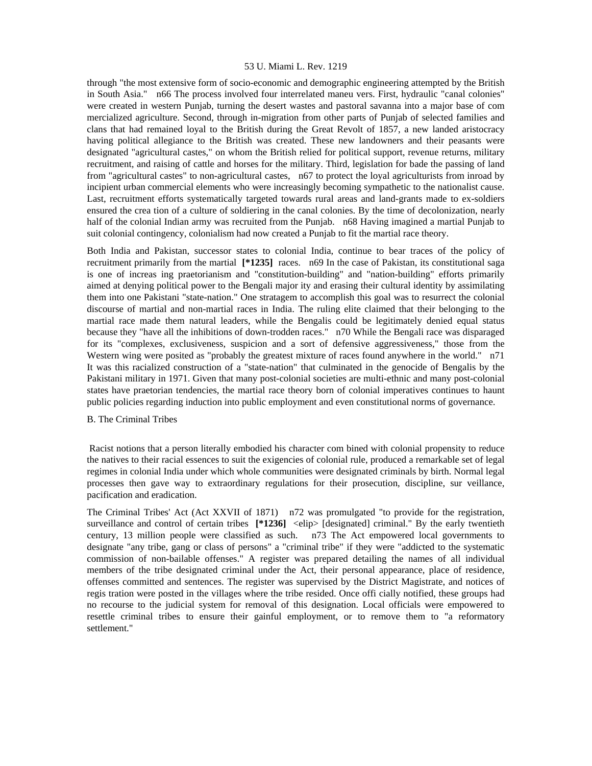through "the most extensive form of socio-economic and demographic engineering attempted by the British in South Asia." n66 The process involved four interrelated maneu vers. First, hydraulic "canal colonies" were created in western Punjab, turning the desert wastes and pastoral savanna into a major base of com mercialized agriculture. Second, through in-migration from other parts of Punjab of selected families and clans that had remained loyal to the British during the Great Revolt of 1857, a new landed aristocracy having political allegiance to the British was created. These new landowners and their peasants were designated "agricultural castes," on whom the British relied for political support, revenue returns, military recruitment, and raising of cattle and horses for the military. Third, legislation for bade the passing of land from "agricultural castes" to non-agricultural castes, n67 to protect the loyal agriculturists from inroad by incipient urban commercial elements who were increasingly becoming sympathetic to the nationalist cause. Last, recruitment efforts systematically targeted towards rural areas and land-grants made to ex-soldiers ensured the crea tion of a culture of soldiering in the canal colonies. By the time of decolonization, nearly half of the colonial Indian army was recruited from the Punjab. n68 Having imagined a martial Punjab to suit colonial contingency, colonialism had now created a Punjab to fit the martial race theory.

Both India and Pakistan, successor states to colonial India, continue to bear traces of the policy of recruitment primarily from the martial **[*1235]** races. n69 In the case of Pakistan, its constitutional saga is one of increas ing praetorianism and "constitution-building" and "nation-building" efforts primarily aimed at denying political power to the Bengali major ity and erasing their cultural identity by assimilating them into one Pakistani "state-nation." One stratagem to accomplish this goal was to resurrect the colonial discourse of martial and non-martial races in India. The ruling elite claimed that their belonging to the martial race made them natural leaders, while the Bengalis could be legitimately denied equal status because they "have all the inhibitions of down-trodden races." n70 While the Bengali race was disparaged for its "complexes, exclusiveness, suspicion and a sort of defensive aggressiveness," those from the Western wing were posited as "probably the greatest mixture of races found anywhere in the world." n71 It was this racialized construction of a "state-nation" that culminated in the genocide of Bengalis by the Pakistani military in 1971. Given that many post-colonial societies are multi-ethnic and many post-colonial states have praetorian tendencies, the martial race theory born of colonial imperatives continues to haunt public policies regarding induction into public employment and even constitutional norms of governance.

B. The Criminal Tribes

Racist notions that a person literally embodied his character com bined with colonial propensity to reduce the natives to their racial essences to suit the exigencies of colonial rule, produced a remarkable set of legal regimes in colonial India under which whole communities were designated criminals by birth. Normal legal processes then gave way to extraordinary regulations for their prosecution, discipline, sur veillance, pacification and eradication.

The Criminal Tribes' Act (Act XXVII of 1871) n72 was promulgated "to provide for the registration, surveillance and control of certain tribes **[*1236]** <elip> [designated] criminal." By the early twentieth century, 13 million people were classified as such. n73 The Act empowered local governments to designate "any tribe, gang or class of persons" a "criminal tribe" if they were "addicted to the systematic commission of non-bailable offenses." A register was prepared detailing the names of all individual members of the tribe designated criminal under the Act, their personal appearance, place of residence, offenses committed and sentences. The register was supervised by the District Magistrate, and notices of regis tration were posted in the villages where the tribe resided. Once offi cially notified, these groups had no recourse to the judicial system for removal of this designation. Local officials were empowered to resettle criminal tribes to ensure their gainful employment, or to remove them to "a reformatory settlement."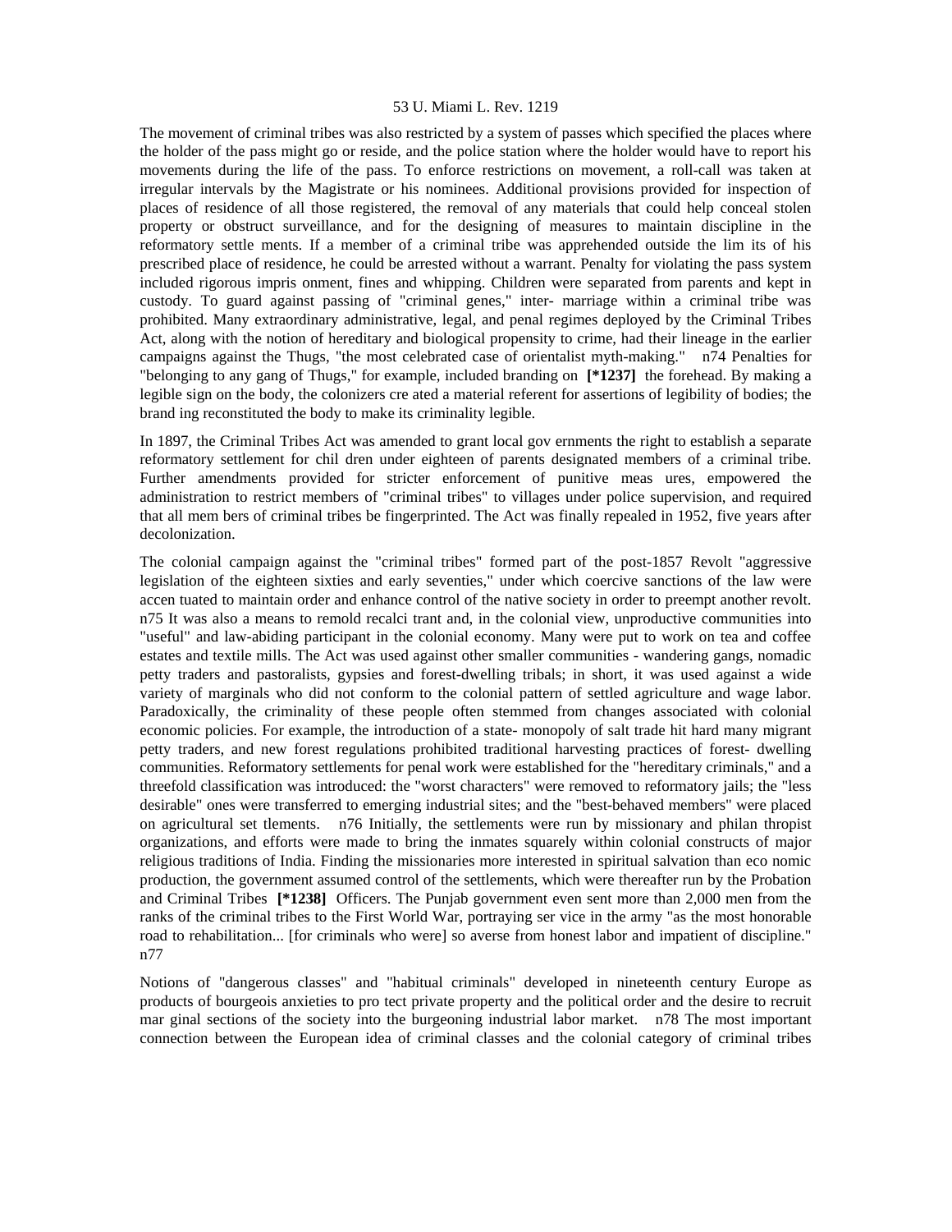The movement of criminal tribes was also restricted by a system of passes which specified the places where the holder of the pass might go or reside, and the police station where the holder would have to report his movements during the life of the pass. To enforce restrictions on movement, a roll-call was taken at irregular intervals by the Magistrate or his nominees. Additional provisions provided for inspection of places of residence of all those registered, the removal of any materials that could help conceal stolen property or obstruct surveillance, and for the designing of measures to maintain discipline in the reformatory settle ments. If a member of a criminal tribe was apprehended outside the lim its of his prescribed place of residence, he could be arrested without a warrant. Penalty for violating the pass system included rigorous impris onment, fines and whipping. Children were separated from parents and kept in custody. To guard against passing of "criminal genes," inter- marriage within a criminal tribe was prohibited. Many extraordinary administrative, legal, and penal regimes deployed by the Criminal Tribes Act, along with the notion of hereditary and biological propensity to crime, had their lineage in the earlier campaigns against the Thugs, "the most celebrated case of orientalist myth-making." n74 Penalties for "belonging to any gang of Thugs," for example, included branding on **[*1237]** the forehead. By making a legible sign on the body, the colonizers cre ated a material referent for assertions of legibility of bodies; the brand ing reconstituted the body to make its criminality legible.

In 1897, the Criminal Tribes Act was amended to grant local gov ernments the right to establish a separate reformatory settlement for chil dren under eighteen of parents designated members of a criminal tribe. Further amendments provided for stricter enforcement of punitive meas ures, empowered the administration to restrict members of "criminal tribes" to villages under police supervision, and required that all mem bers of criminal tribes be fingerprinted. The Act was finally repealed in 1952, five years after decolonization.

The colonial campaign against the "criminal tribes" formed part of the post-1857 Revolt "aggressive legislation of the eighteen sixties and early seventies," under which coercive sanctions of the law were accen tuated to maintain order and enhance control of the native society in order to preempt another revolt. n75 It was also a means to remold recalci trant and, in the colonial view, unproductive communities into "useful" and law-abiding participant in the colonial economy. Many were put to work on tea and coffee estates and textile mills. The Act was used against other smaller communities - wandering gangs, nomadic petty traders and pastoralists, gypsies and forest-dwelling tribals; in short, it was used against a wide variety of marginals who did not conform to the colonial pattern of settled agriculture and wage labor. Paradoxically, the criminality of these people often stemmed from changes associated with colonial economic policies. For example, the introduction of a state- monopoly of salt trade hit hard many migrant petty traders, and new forest regulations prohibited traditional harvesting practices of forest- dwelling communities. Reformatory settlements for penal work were established for the "hereditary criminals," and a threefold classification was introduced: the "worst characters" were removed to reformatory jails; the "less desirable" ones were transferred to emerging industrial sites; and the "best-behaved members" were placed on agricultural set tlements. n76 Initially, the settlements were run by missionary and philan thropist organizations, and efforts were made to bring the inmates squarely within colonial constructs of major religious traditions of India. Finding the missionaries more interested in spiritual salvation than eco nomic production, the government assumed control of the settlements, which were thereafter run by the Probation and Criminal Tribes **[*1238]** Officers. The Punjab government even sent more than 2,000 men from the ranks of the criminal tribes to the First World War, portraying ser vice in the army "as the most honorable road to rehabilitation... [for criminals who were] so averse from honest labor and impatient of discipline." n77

Notions of "dangerous classes" and "habitual criminals" developed in nineteenth century Europe as products of bourgeois anxieties to pro tect private property and the political order and the desire to recruit mar ginal sections of the society into the burgeoning industrial labor market. n78 The most important connection between the European idea of criminal classes and the colonial category of criminal tribes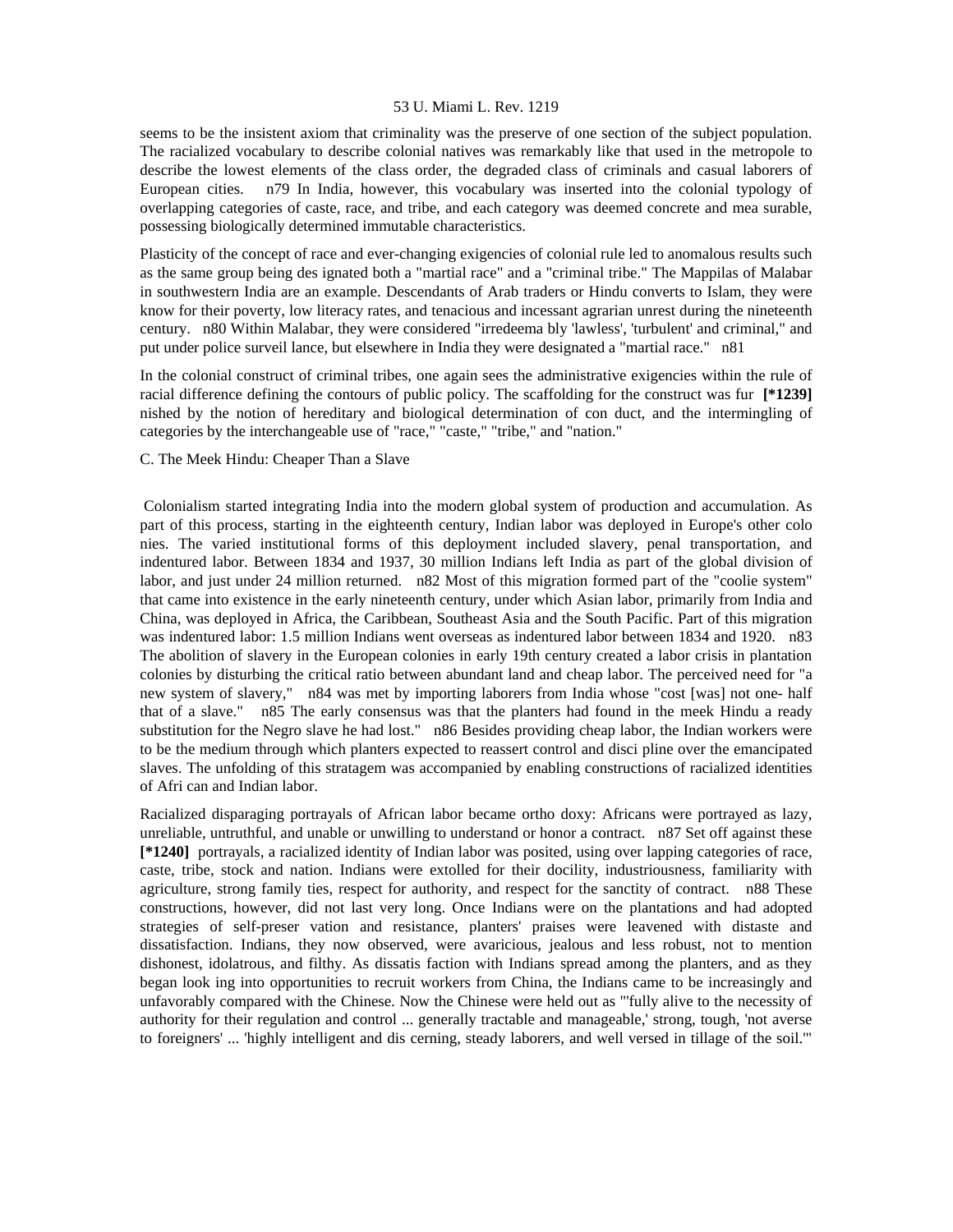seems to be the insistent axiom that criminality was the preserve of one section of the subject population. The racialized vocabulary to describe colonial natives was remarkably like that used in the metropole to describe the lowest elements of the class order, the degraded class of criminals and casual laborers of European cities. n79 In India, however, this vocabulary was inserted into the colonial typology of overlapping categories of caste, race, and tribe, and each category was deemed concrete and mea surable, possessing biologically determined immutable characteristics.

Plasticity of the concept of race and ever-changing exigencies of colonial rule led to anomalous results such as the same group being des ignated both a "martial race" and a "criminal tribe." The Mappilas of Malabar in southwestern India are an example. Descendants of Arab traders or Hindu converts to Islam, they were know for their poverty, low literacy rates, and tenacious and incessant agrarian unrest during the nineteenth century. n80 Within Malabar, they were considered "irredeema bly 'lawless', 'turbulent' and criminal," and put under police surveil lance, but elsewhere in India they were designated a "martial race." n81

In the colonial construct of criminal tribes, one again sees the administrative exigencies within the rule of racial difference defining the contours of public policy. The scaffolding for the construct was fur **[*1239]** nished by the notion of hereditary and biological determination of con duct, and the intermingling of categories by the interchangeable use of "race," "caste," "tribe," and "nation."

C. The Meek Hindu: Cheaper Than a Slave

Colonialism started integrating India into the modern global system of production and accumulation. As part of this process, starting in the eighteenth century, Indian labor was deployed in Europe's other colo nies. The varied institutional forms of this deployment included slavery, penal transportation, and indentured labor. Between 1834 and 1937, 30 million Indians left India as part of the global division of labor, and just under 24 million returned. n82 Most of this migration formed part of the "coolie system" that came into existence in the early nineteenth century, under which Asian labor, primarily from India and China, was deployed in Africa, the Caribbean, Southeast Asia and the South Pacific. Part of this migration was indentured labor: 1.5 million Indians went overseas as indentured labor between 1834 and 1920. n83 The abolition of slavery in the European colonies in early 19th century created a labor crisis in plantation colonies by disturbing the critical ratio between abundant land and cheap labor. The perceived need for "a new system of slavery," n84 was met by importing laborers from India whose "cost [was] not one- half that of a slave." n85 The early consensus was that the planters had found in the meek Hindu a ready substitution for the Negro slave he had lost." n86 Besides providing cheap labor, the Indian workers were to be the medium through which planters expected to reassert control and disci pline over the emancipated slaves. The unfolding of this stratagem was accompanied by enabling constructions of racialized identities of Afri can and Indian labor.

Racialized disparaging portrayals of African labor became ortho doxy: Africans were portrayed as lazy, unreliable, untruthful, and unable or unwilling to understand or honor a contract. n87 Set off against these **[*1240]** portrayals, a racialized identity of Indian labor was posited, using over lapping categories of race, caste, tribe, stock and nation. Indians were extolled for their docility, industriousness, familiarity with agriculture, strong family ties, respect for authority, and respect for the sanctity of contract. n88 These constructions, however, did not last very long. Once Indians were on the plantations and had adopted strategies of self-preser vation and resistance, planters' praises were leavened with distaste and dissatisfaction. Indians, they now observed, were avaricious, jealous and less robust, not to mention dishonest, idolatrous, and filthy. As dissatis faction with Indians spread among the planters, and as they began look ing into opportunities to recruit workers from China, the Indians came to be increasingly and unfavorably compared with the Chinese. Now the Chinese were held out as "'fully alive to the necessity of authority for their regulation and control ... generally tractable and manageable,' strong, tough, 'not averse to foreigners' ... 'highly intelligent and dis cerning, steady laborers, and well versed in tillage of the soil.'"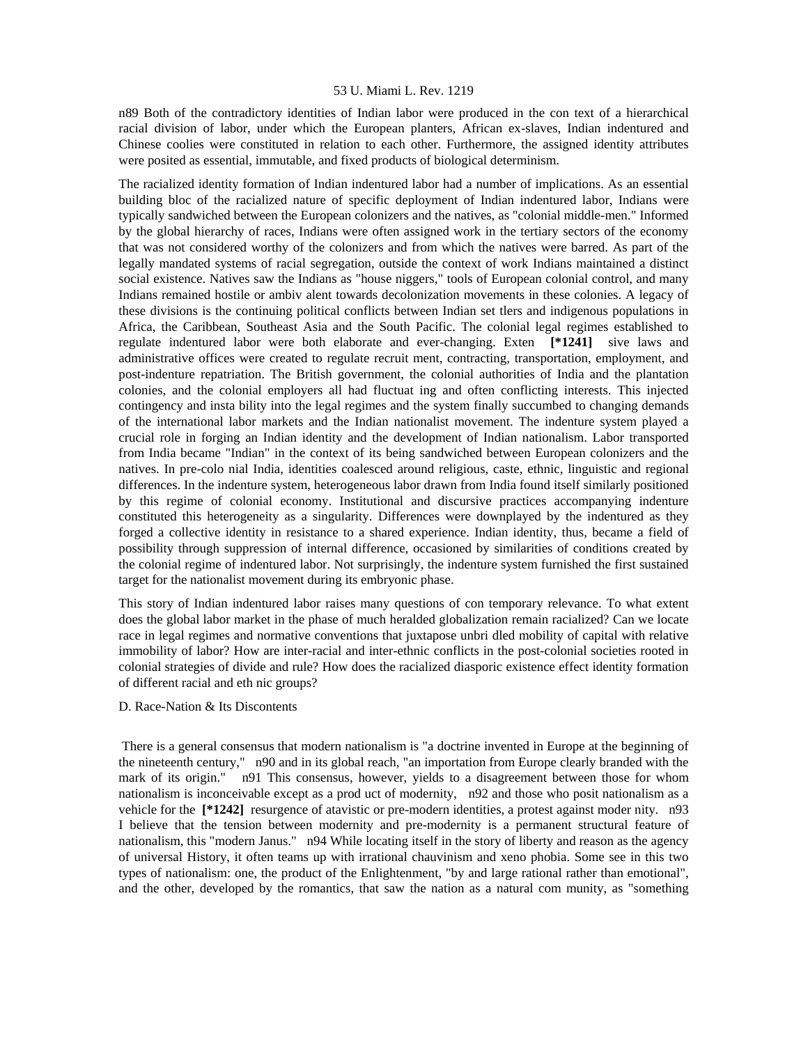n89 Both of the contradictory identities of Indian labor were produced in the con text of a hierarchical racial division of labor, under which the European planters, African ex-slaves, Indian indentured and Chinese coolies were constituted in relation to each other. Furthermore, the assigned identity attributes were posited as essential, immutable, and fixed products of biological determinism.

The racialized identity formation of Indian indentured labor had a number of implications. As an essential building bloc of the racialized nature of specific deployment of Indian indentured labor, Indians were typically sandwiched between the European colonizers and the natives, as "colonial middle-men." Informed by the global hierarchy of races, Indians were often assigned work in the tertiary sectors of the economy that was not considered worthy of the colonizers and from which the natives were barred. As part of the legally mandated systems of racial segregation, outside the context of work Indians maintained a distinct social existence. Natives saw the Indians as "house niggers," tools of European colonial control, and many Indians remained hostile or ambiv alent towards decolonization movements in these colonies. A legacy of these divisions is the continuing political conflicts between Indian set tlers and indigenous populations in Africa, the Caribbean, Southeast Asia and the South Pacific. The colonial legal regimes established to regulate indentured labor were both elaborate and ever-changing. Exten **[*1241]** sive laws and administrative offices were created to regulate recruit ment, contracting, transportation, employment, and post-indenture repatriation. The British government, the colonial authorities of India and the plantation colonies, and the colonial employers all had fluctuat ing and often conflicting interests. This injected contingency and insta bility into the legal regimes and the system finally succumbed to changing demands of the international labor markets and the Indian nationalist movement. The indenture system played a crucial role in forging an Indian identity and the development of Indian nationalism. Labor transported from India became "Indian" in the context of its being sandwiched between European colonizers and the natives. In pre-colo nial India, identities coalesced around religious, caste, ethnic, linguistic and regional differences. In the indenture system, heterogeneous labor drawn from India found itself similarly positioned by this regime of colonial economy. Institutional and discursive practices accompanying indenture constituted this heterogeneity as a singularity. Differences were downplayed by the indentured as they forged a collective identity in resistance to a shared experience. Indian identity, thus, became a field of possibility through suppression of internal difference, occasioned by similarities of conditions created by the colonial regime of indentured labor. Not surprisingly, the indenture system furnished the first sustained target for the nationalist movement during its embryonic phase.

This story of Indian indentured labor raises many questions of con temporary relevance. To what extent does the global labor market in the phase of much heralded globalization remain racialized? Can we locate race in legal regimes and normative conventions that juxtapose unbri dled mobility of capital with relative immobility of labor? How are inter-racial and inter-ethnic conflicts in the post-colonial societies rooted in colonial strategies of divide and rule? How does the racialized diasporic existence effect identity formation of different racial and eth nic groups?

D. Race-Nation & Its Discontents

There is a general consensus that modern nationalism is "a doctrine invented in Europe at the beginning of the nineteenth century," n90 and in its global reach, "an importation from Europe clearly branded with the mark of its origin." n91 This consensus, however, yields to a disagreement between those for whom nationalism is inconceivable except as a prod uct of modernity, n92 and those who posit nationalism as a vehicle for the **[*1242]** resurgence of atavistic or pre-modern identities, a protest against moder nity. n93 I believe that the tension between modernity and pre-modernity is a permanent structural feature of nationalism, this "modern Janus." n94 While locating itself in the story of liberty and reason as the agency of universal History, it often teams up with irrational chauvinism and xeno phobia. Some see in this two types of nationalism: one, the product of the Enlightenment, "by and large rational rather than emotional", and the other, developed by the romantics, that saw the nation as a natural com munity, as "something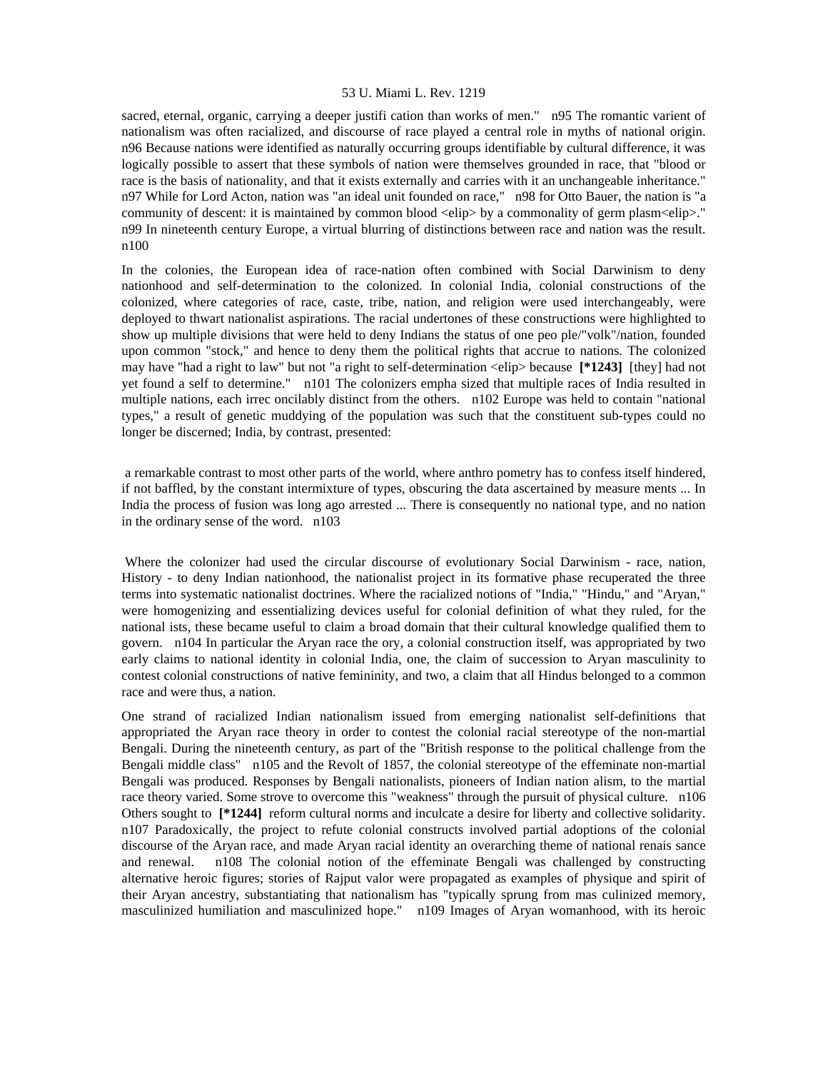sacred, eternal, organic, carrying a deeper justifi cation than works of men." n95 The romantic varient of nationalism was often racialized, and discourse of race played a central role in myths of national origin. n96 Because nations were identified as naturally occurring groups identifiable by cultural difference, it was logically possible to assert that these symbols of nation were themselves grounded in race, that "blood or race is the basis of nationality, and that it exists externally and carries with it an unchangeable inheritance." n97 While for Lord Acton, nation was "an ideal unit founded on race," n98 for Otto Bauer, the nation is "a community of descent: it is maintained by common blood <elip> by a commonality of germ plasm<elip>." n99 In nineteenth century Europe, a virtual blurring of distinctions between race and nation was the result. n100

In the colonies, the European idea of race-nation often combined with Social Darwinism to deny nationhood and self-determination to the colonized. In colonial India, colonial constructions of the colonized, where categories of race, caste, tribe, nation, and religion were used interchangeably, were deployed to thwart nationalist aspirations. The racial undertones of these constructions were highlighted to show up multiple divisions that were held to deny Indians the status of one peo ple/"volk"/nation, founded upon common "stock," and hence to deny them the political rights that accrue to nations. The colonized may have "had a right to law" but not "a right to self-determination <elip> because **[*1243]** [they] had not yet found a self to determine." n101 The colonizers empha sized that multiple races of India resulted in multiple nations, each irrec oncilably distinct from the others. n102 Europe was held to contain "national types," a result of genetic muddying of the population was such that the constituent sub-types could no longer be discerned; India, by contrast, presented:

> a remarkable contrast to most other parts of the world, where anthro pometry has to confess itself hindered, if not baffled, by the constant intermixture of types, obscuring the data ascertained by measure ments ... In India the process of fusion was long ago arrested ... There is consequently no national type, and no nation in the ordinary sense of the word. n103

Where the colonizer had used the circular discourse of evolutionary Social Darwinism - race, nation, History - to deny Indian nationhood, the nationalist project in its formative phase recuperated the three terms into systematic nationalist doctrines. Where the racialized notions of "India," "Hindu," and "Aryan," were homogenizing and essentializing devices useful for colonial definition of what they ruled, for the national ists, these became useful to claim a broad domain that their cultural knowledge qualified them to govern. n104 In particular the Aryan race the ory, a colonial construction itself, was appropriated by two early claims to national identity in colonial India, one, the claim of succession to Aryan masculinity to contest colonial constructions of native femininity, and two, a claim that all Hindus belonged to a common race and were thus, a nation.

One strand of racialized Indian nationalism issued from emerging nationalist self-definitions that appropriated the Aryan race theory in order to contest the colonial racial stereotype of the non-martial Bengali. During the nineteenth century, as part of the "British response to the political challenge from the Bengali middle class" n105 and the Revolt of 1857, the colonial stereotype of the effeminate non-martial Bengali was produced. Responses by Bengali nationalists, pioneers of Indian nation alism, to the martial race theory varied. Some strove to overcome this "weakness" through the pursuit of physical culture. n106 Others sought to **[*1244]** reform cultural norms and inculcate a desire for liberty and collective solidarity. n107 Paradoxically, the project to refute colonial constructs involved partial adoptions of the colonial discourse of the Aryan race, and made Aryan racial identity an overarching theme of national renais sance and renewal. n108 The colonial notion of the effeminate Bengali was challenged by constructing alternative heroic figures; stories of Rajput valor were propagated as examples of physique and spirit of their Aryan ancestry, substantiating that nationalism has "typically sprung from mas culinized memory, masculinized humiliation and masculinized hope." n109 Images of Aryan womanhood, with its heroic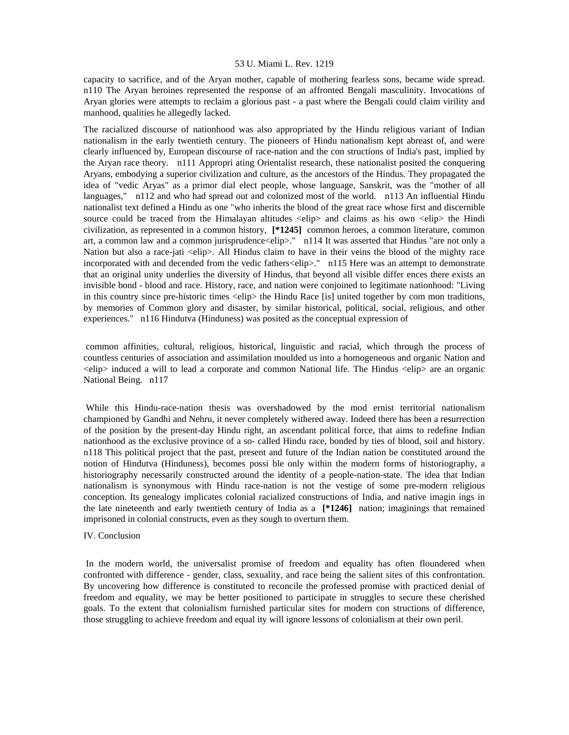capacity to sacrifice, and of the Aryan mother, capable of mothering fearless sons, became wide spread. n110 The Aryan heroines represented the response of an affronted Bengali masculinity. Invocations of Aryan glories were attempts to reclaim a glorious past - a past where the Bengali could claim virility and manhood, qualities he allegedly lacked.

The racialized discourse of nationhood was also appropriated by the Hindu religious variant of Indian nationalism in the early twentieth century. The pioneers of Hindu nationalism kept abreast of, and were clearly influenced by, European discourse of race-nation and the con structions of India's past, implied by the Aryan race theory. n111 Appropri ating Orientalist research, these nationalist posited the conquering Aryans, embodying a superior civilization and culture, as the ancestors of the Hindus. They propagated the idea of "vedic Aryas" as a primor dial elect people, whose language, Sanskrit, was the "mother of all languages," n112 and who had spread out and colonized most of the world. n113 An influential Hindu nationalist text defined a Hindu as one "who inherits the blood of the great race whose first and discernible source could be traced from the Himalayan altitudes <elip> and claims as his own <elip> the Hindi civilization, as represented in a common history, **[*1245]** common heroes, a common literature, common art, a common law and a common jurisprudence<elip>." n114 It was asserted that Hindus "are not only a Nation but also a race-jati <elip>. All Hindus claim to have in their veins the blood of the mighty race incorporated with and decended from the vedic fathers<elip>." n115 Here was an attempt to demonstrate that an original unity underlies the diversity of Hindus, that beyond all visible differ ences there exists an invisible bond - blood and race. History, race, and nation were conjoined to legitimate nationhood: "Living in this country since pre-historic times <elip> the Hindu Race [is] united together by com mon traditions, by memories of Common glory and disaster, by similar historical, political, social, religious, and other experiences." n116 Hindutva (Hinduness) was posited as the conceptual expression of

> common affinities, cultural, religious, historical, linguistic and racial, which through the process of countless centuries of association and assimilation moulded us into a homogeneous and organic Nation and <elip> induced a will to lead a corporate and common National life. The Hindus <elip> are an organic National Being. n117

While this Hindu-race-nation thesis was overshadowed by the mod ernist territorial nationalism championed by Gandhi and Nehru, it never completely withered away. Indeed there has been a resurrection of the position by the present-day Hindu right, an ascendant political force, that aims to redefine Indian nationhood as the exclusive province of a so- called Hindu race, bonded by ties of blood, soil and history. n118 This political project that the past, present and future of the Indian nation be constituted around the notion of Hindutva (Hinduness), becomes possi ble only within the modern forms of historiography, a historiography necessarily constructed around the identity of a people-nation-state. The idea that Indian nationalism is synonymous with Hindu race-nation is not the vestige of some pre-modern religious conception. Its genealogy implicates colonial racialized constructions of India, and native imagin ings in the late nineteenth and early twentieth century of India as a **[*1246]** nation; imaginings that remained imprisoned in colonial constructs, even as they sough to overturn them.

## IV. Conclusion

In the modern world, the universalist promise of freedom and equality has often floundered when confronted with difference - gender, class, sexuality, and race being the salient sites of this confrontation. By uncovering how difference is constituted to reconcile the professed promise with practiced denial of freedom and equality, we may be better positioned to participate in struggles to secure these cherished goals. To the extent that colonialism furnished particular sites for modern con structions of difference, those struggling to achieve freedom and equal ity will ignore lessons of colonialism at their own peril.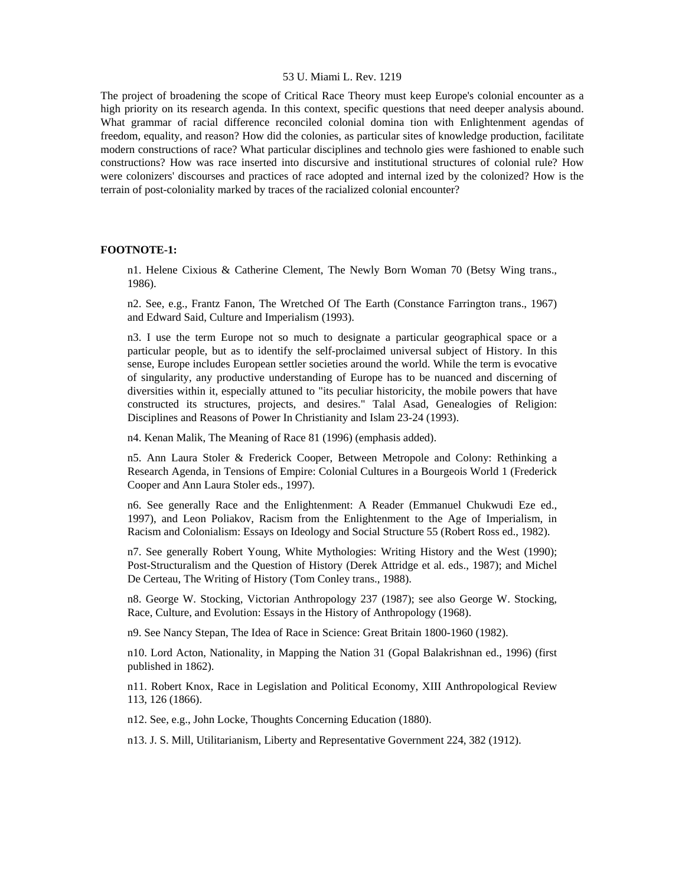The project of broadening the scope of Critical Race Theory must keep Europe's colonial encounter as a high priority on its research agenda. In this context, specific questions that need deeper analysis abound. What grammar of racial difference reconciled colonial domina tion with Enlightenment agendas of freedom, equality, and reason? How did the colonies, as particular sites of knowledge production, facilitate modern constructions of race? What particular disciplines and technolo gies were fashioned to enable such constructions? How was race inserted into discursive and institutional structures of colonial rule? How were colonizers' discourses and practices of race adopted and internal ized by the colonized? How is the terrain of post-coloniality marked by traces of the racialized colonial encounter?

**FOOTNOTE-1:**

n1. Helene Cixious & Catherine Clement, The Newly Born Woman 70 (Betsy Wing trans., 1986).

n2. See, e.g., Frantz Fanon, The Wretched Of The Earth (Constance Farrington trans., 1967) and Edward Said, Culture and Imperialism (1993).

n3. I use the term Europe not so much to designate a particular geographical space or a particular people, but as to identify the self-proclaimed universal subject of History. In this sense, Europe includes European settler societies around the world. While the term is evocative of singularity, any productive understanding of Europe has to be nuanced and discerning of diversities within it, especially attuned to "its peculiar historicity, the mobile powers that have constructed its structures, projects, and desires." Talal Asad, Genealogies of Religion: Disciplines and Reasons of Power In Christianity and Islam 23-24 (1993).

n4. Kenan Malik, The Meaning of Race 81 (1996) (emphasis added).

n5. Ann Laura Stoler & Frederick Cooper, Between Metropole and Colony: Rethinking a Research Agenda, in Tensions of Empire: Colonial Cultures in a Bourgeois World 1 (Frederick Cooper and Ann Laura Stoler eds., 1997).

n6. See generally Race and the Enlightenment: A Reader (Emmanuel Chukwudi Eze ed., 1997), and Leon Poliakov, Racism from the Enlightenment to the Age of Imperialism, in Racism and Colonialism: Essays on Ideology and Social Structure 55 (Robert Ross ed., 1982).

n7. See generally Robert Young, White Mythologies: Writing History and the West (1990); Post-Structuralism and the Question of History (Derek Attridge et al. eds., 1987); and Michel De Certeau, The Writing of History (Tom Conley trans., 1988).

n8. George W. Stocking, Victorian Anthropology 237 (1987); see also George W. Stocking, Race, Culture, and Evolution: Essays in the History of Anthropology (1968).

n9. See Nancy Stepan, The Idea of Race in Science: Great Britain 1800-1960 (1982).

n10. Lord Acton, Nationality, in Mapping the Nation 31 (Gopal Balakrishnan ed., 1996) (first published in 1862).

n11. Robert Knox, Race in Legislation and Political Economy, XIII Anthropological Review 113, 126 (1866).

n12. See, e.g., John Locke, Thoughts Concerning Education (1880).

n13. J. S. Mill, Utilitarianism, Liberty and Representative Government 224, 382 (1912).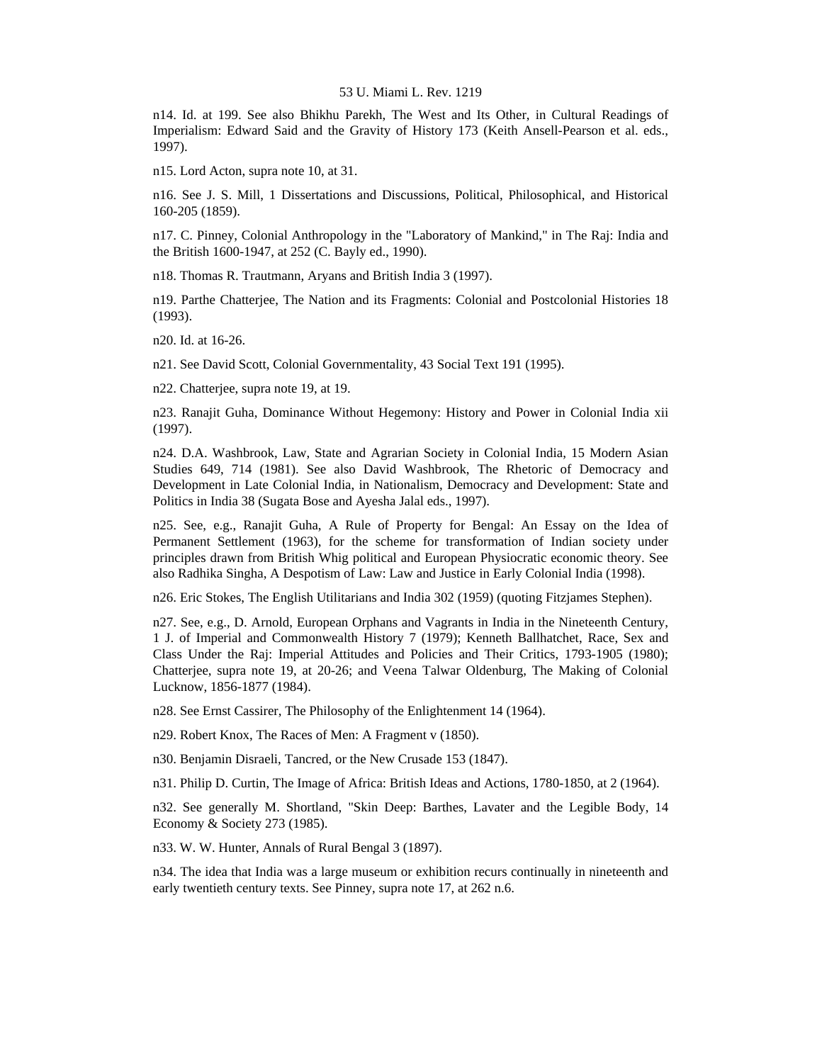n14. Id. at 199. See also Bhikhu Parekh, The West and Its Other, in Cultural Readings of Imperialism: Edward Said and the Gravity of History 173 (Keith Ansell-Pearson et al. eds., 1997).

n15. Lord Acton, supra note 10, at 31.

n16. See J. S. Mill, 1 Dissertations and Discussions, Political, Philosophical, and Historical 160-205 (1859).

n17. C. Pinney, Colonial Anthropology in the "Laboratory of Mankind," in The Raj: India and the British 1600-1947, at 252 (C. Bayly ed., 1990).

n18. Thomas R. Trautmann, Aryans and British India 3 (1997).

n19. Parthe Chatterjee, The Nation and its Fragments: Colonial and Postcolonial Histories 18 (1993).

n20. Id. at 16-26.

n21. See David Scott, Colonial Governmentality, 43 Social Text 191 (1995).

n22. Chatterjee, supra note 19, at 19.

n23. Ranajit Guha, Dominance Without Hegemony: History and Power in Colonial India xii (1997).

n24. D.A. Washbrook, Law, State and Agrarian Society in Colonial India, 15 Modern Asian Studies 649, 714 (1981). See also David Washbrook, The Rhetoric of Democracy and Development in Late Colonial India, in Nationalism, Democracy and Development: State and Politics in India 38 (Sugata Bose and Ayesha Jalal eds., 1997).

n25. See, e.g., Ranajit Guha, A Rule of Property for Bengal: An Essay on the Idea of Permanent Settlement (1963), for the scheme for transformation of Indian society under principles drawn from British Whig political and European Physiocratic economic theory. See also Radhika Singha, A Despotism of Law: Law and Justice in Early Colonial India (1998).

n26. Eric Stokes, The English Utilitarians and India 302 (1959) (quoting Fitzjames Stephen).

n27. See, e.g., D. Arnold, European Orphans and Vagrants in India in the Nineteenth Century, 1 J. of Imperial and Commonwealth History 7 (1979); Kenneth Ballhatchet, Race, Sex and Class Under the Raj: Imperial Attitudes and Policies and Their Critics, 1793-1905 (1980); Chatterjee, supra note 19, at 20-26; and Veena Talwar Oldenburg, The Making of Colonial Lucknow, 1856-1877 (1984).

n28. See Ernst Cassirer, The Philosophy of the Enlightenment 14 (1964).

n29. Robert Knox, The Races of Men: A Fragment v (1850).

n30. Benjamin Disraeli, Tancred, or the New Crusade 153 (1847).

n31. Philip D. Curtin, The Image of Africa: British Ideas and Actions, 1780-1850, at 2 (1964).

n32. See generally M. Shortland, "Skin Deep: Barthes, Lavater and the Legible Body, 14 Economy & Society 273 (1985).

n33. W. W. Hunter, Annals of Rural Bengal 3 (1897).

n34. The idea that India was a large museum or exhibition recurs continually in nineteenth and early twentieth century texts. See Pinney, supra note 17, at 262 n.6.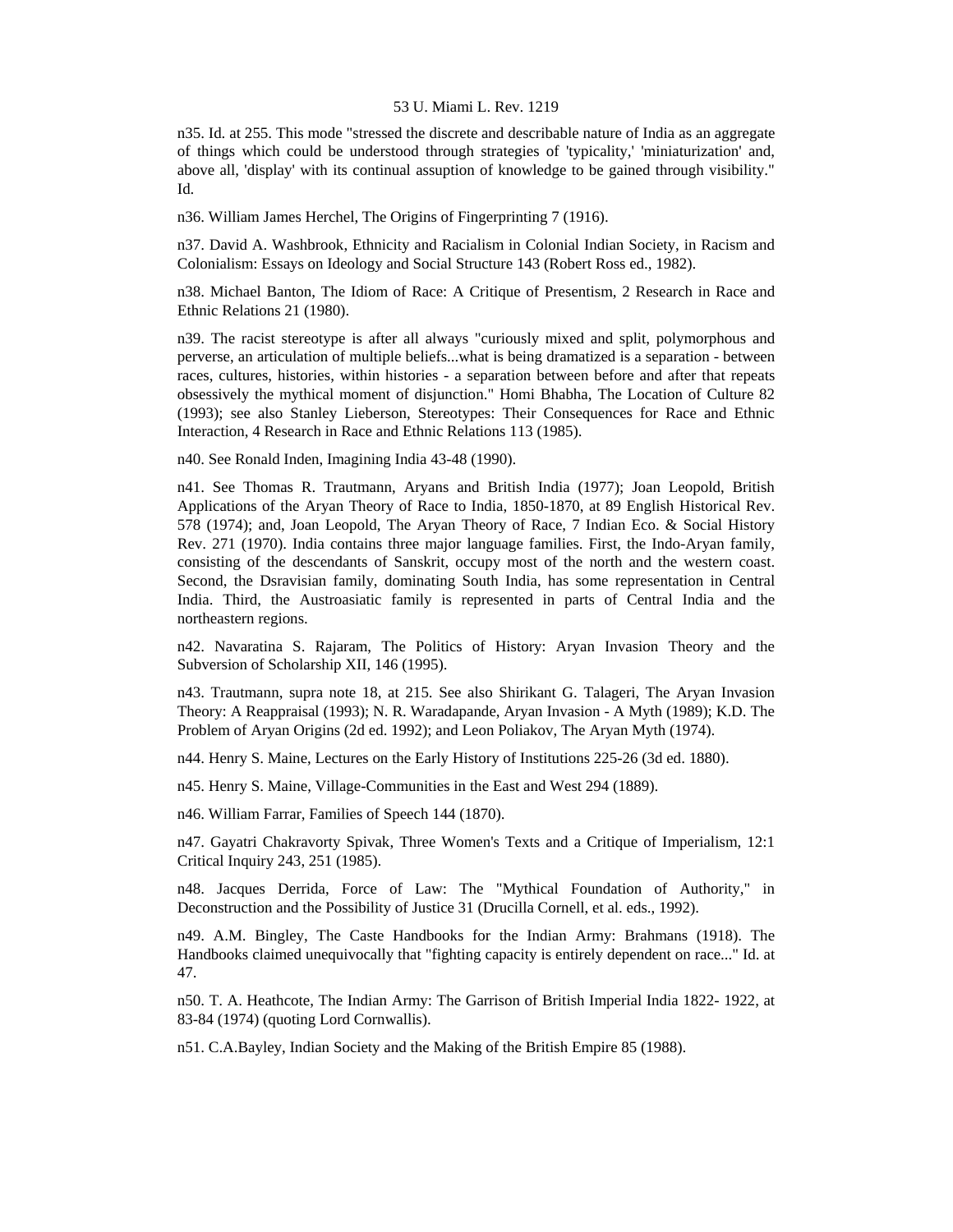n35. Id. at 255. This mode "stressed the discrete and describable nature of India as an aggregate of things which could be understood through strategies of 'typicality,' 'miniaturization' and, above all, 'display' with its continual assuption of knowledge to be gained through visibility." Id.

n36. William James Herchel, The Origins of Fingerprinting 7 (1916).

n37. David A. Washbrook, Ethnicity and Racialism in Colonial Indian Society, in Racism and Colonialism: Essays on Ideology and Social Structure 143 (Robert Ross ed., 1982).

n38. Michael Banton, The Idiom of Race: A Critique of Presentism, 2 Research in Race and Ethnic Relations 21 (1980).

n39. The racist stereotype is after all always "curiously mixed and split, polymorphous and perverse, an articulation of multiple beliefs...what is being dramatized is a separation - between races, cultures, histories, within histories - a separation between before and after that repeats obsessively the mythical moment of disjunction." Homi Bhabha, The Location of Culture 82 (1993); see also Stanley Lieberson, Stereotypes: Their Consequences for Race and Ethnic Interaction, 4 Research in Race and Ethnic Relations 113 (1985).

n40. See Ronald Inden, Imagining India 43-48 (1990).

n41. See Thomas R. Trautmann, Aryans and British India (1977); Joan Leopold, British Applications of the Aryan Theory of Race to India, 1850-1870, at 89 English Historical Rev. 578 (1974); and, Joan Leopold, The Aryan Theory of Race, 7 Indian Eco. & Social History Rev. 271 (1970). India contains three major language families. First, the Indo-Aryan family, consisting of the descendants of Sanskrit, occupy most of the north and the western coast. Second, the Dsravisian family, dominating South India, has some representation in Central India. Third, the Austroasiatic family is represented in parts of Central India and the northeastern regions.

n42. Navaratina S. Rajaram, The Politics of History: Aryan Invasion Theory and the Subversion of Scholarship XII, 146 (1995).

n43. Trautmann, supra note 18, at 215. See also Shirikant G. Talageri, The Aryan Invasion Theory: A Reappraisal (1993); N. R. Waradapande, Aryan Invasion - A Myth (1989); K.D. The Problem of Aryan Origins (2d ed. 1992); and Leon Poliakov, The Aryan Myth (1974).

n44. Henry S. Maine, Lectures on the Early History of Institutions 225-26 (3d ed. 1880).

n45. Henry S. Maine, Village-Communities in the East and West 294 (1889).

n46. William Farrar, Families of Speech 144 (1870).

n47. Gayatri Chakravorty Spivak, Three Women's Texts and a Critique of Imperialism, 12:1 Critical Inquiry 243, 251 (1985).

n48. Jacques Derrida, Force of Law: The "Mythical Foundation of Authority," in Deconstruction and the Possibility of Justice 31 (Drucilla Cornell, et al. eds., 1992).

n49. A.M. Bingley, The Caste Handbooks for the Indian Army: Brahmans (1918). The Handbooks claimed unequivocally that "fighting capacity is entirely dependent on race..." Id. at 47.

n50. T. A. Heathcote, The Indian Army: The Garrison of British Imperial India 1822- 1922, at 83-84 (1974) (quoting Lord Cornwallis).

n51. C.A.Bayley, Indian Society and the Making of the British Empire 85 (1988).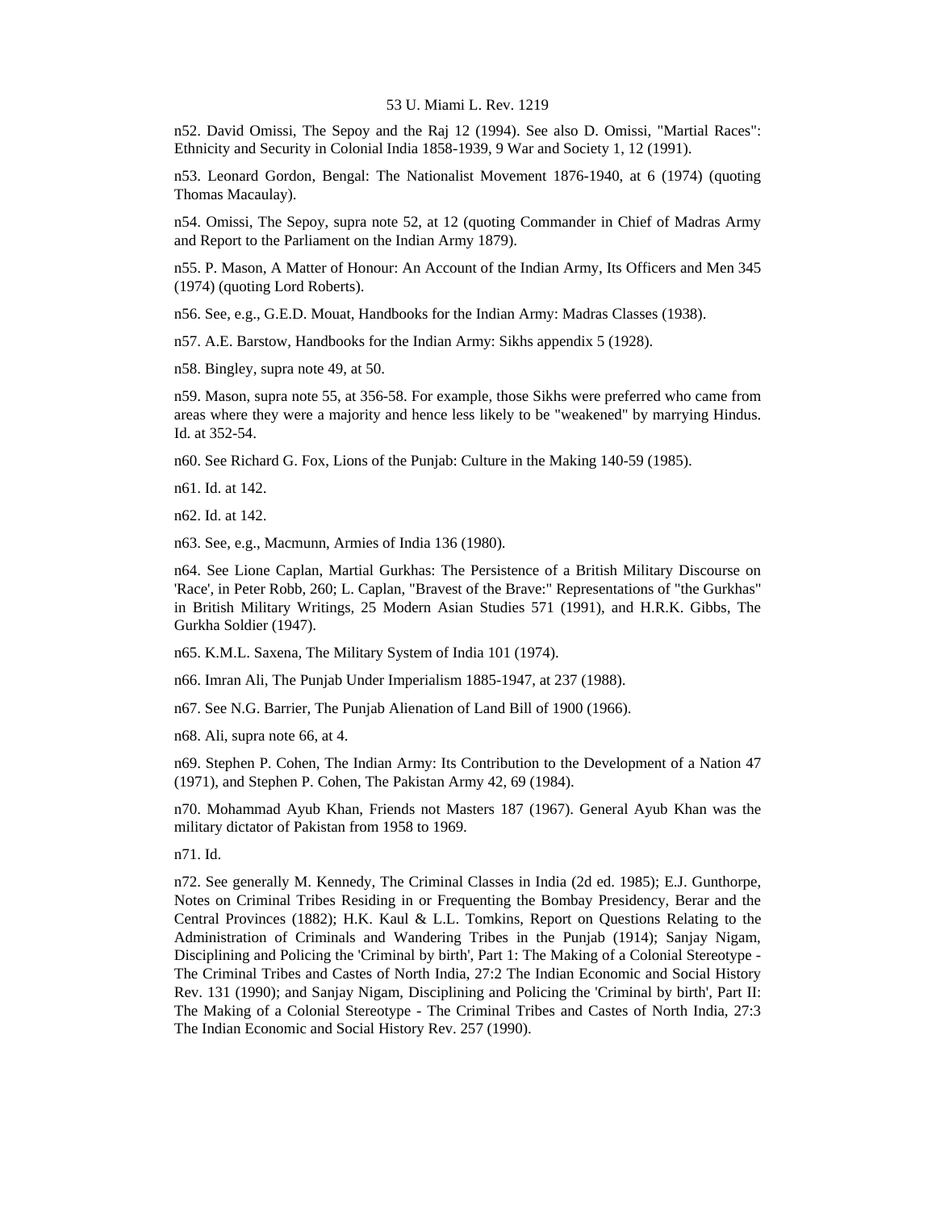n52. David Omissi, The Sepoy and the Raj 12 (1994). See also D. Omissi, "Martial Races": Ethnicity and Security in Colonial India 1858-1939, 9 War and Society 1, 12 (1991).

n53. Leonard Gordon, Bengal: The Nationalist Movement 1876-1940, at 6 (1974) (quoting Thomas Macaulay).

n54. Omissi, The Sepoy, supra note 52, at 12 (quoting Commander in Chief of Madras Army and Report to the Parliament on the Indian Army 1879).

n55. P. Mason, A Matter of Honour: An Account of the Indian Army, Its Officers and Men 345 (1974) (quoting Lord Roberts).

n56. See, e.g., G.E.D. Mouat, Handbooks for the Indian Army: Madras Classes (1938).

n57. A.E. Barstow, Handbooks for the Indian Army: Sikhs appendix 5 (1928).

n58. Bingley, supra note 49, at 50.

n59. Mason, supra note 55, at 356-58. For example, those Sikhs were preferred who came from areas where they were a majority and hence less likely to be "weakened" by marrying Hindus. Id. at 352-54.

n60. See Richard G. Fox, Lions of the Punjab: Culture in the Making 140-59 (1985).

n61. Id. at 142.

n62. Id. at 142.

n63. See, e.g., Macmunn, Armies of India 136 (1980).

n64. See Lione Caplan, Martial Gurkhas: The Persistence of a British Military Discourse on 'Race', in Peter Robb, 260; L. Caplan, "Bravest of the Brave:" Representations of "the Gurkhas" in British Military Writings, 25 Modern Asian Studies 571 (1991), and H.R.K. Gibbs, The Gurkha Soldier (1947).

n65. K.M.L. Saxena, The Military System of India 101 (1974).

n66. Imran Ali, The Punjab Under Imperialism 1885-1947, at 237 (1988).

n67. See N.G. Barrier, The Punjab Alienation of Land Bill of 1900 (1966).

n68. Ali, supra note 66, at 4.

n69. Stephen P. Cohen, The Indian Army: Its Contribution to the Development of a Nation 47 (1971), and Stephen P. Cohen, The Pakistan Army 42, 69 (1984).

n70. Mohammad Ayub Khan, Friends not Masters 187 (1967). General Ayub Khan was the military dictator of Pakistan from 1958 to 1969.

n71. Id.

n72. See generally M. Kennedy, The Criminal Classes in India (2d ed. 1985); E.J. Gunthorpe, Notes on Criminal Tribes Residing in or Frequenting the Bombay Presidency, Berar and the Central Provinces (1882); H.K. Kaul & L.L. Tomkins, Report on Questions Relating to the Administration of Criminals and Wandering Tribes in the Punjab (1914); Sanjay Nigam, Disciplining and Policing the 'Criminal by birth', Part 1: The Making of a Colonial Stereotype - The Criminal Tribes and Castes of North India, 27:2 The Indian Economic and Social History Rev. 131 (1990); and Sanjay Nigam, Disciplining and Policing the 'Criminal by birth', Part II: The Making of a Colonial Stereotype - The Criminal Tribes and Castes of North India, 27:3 The Indian Economic and Social History Rev. 257 (1990).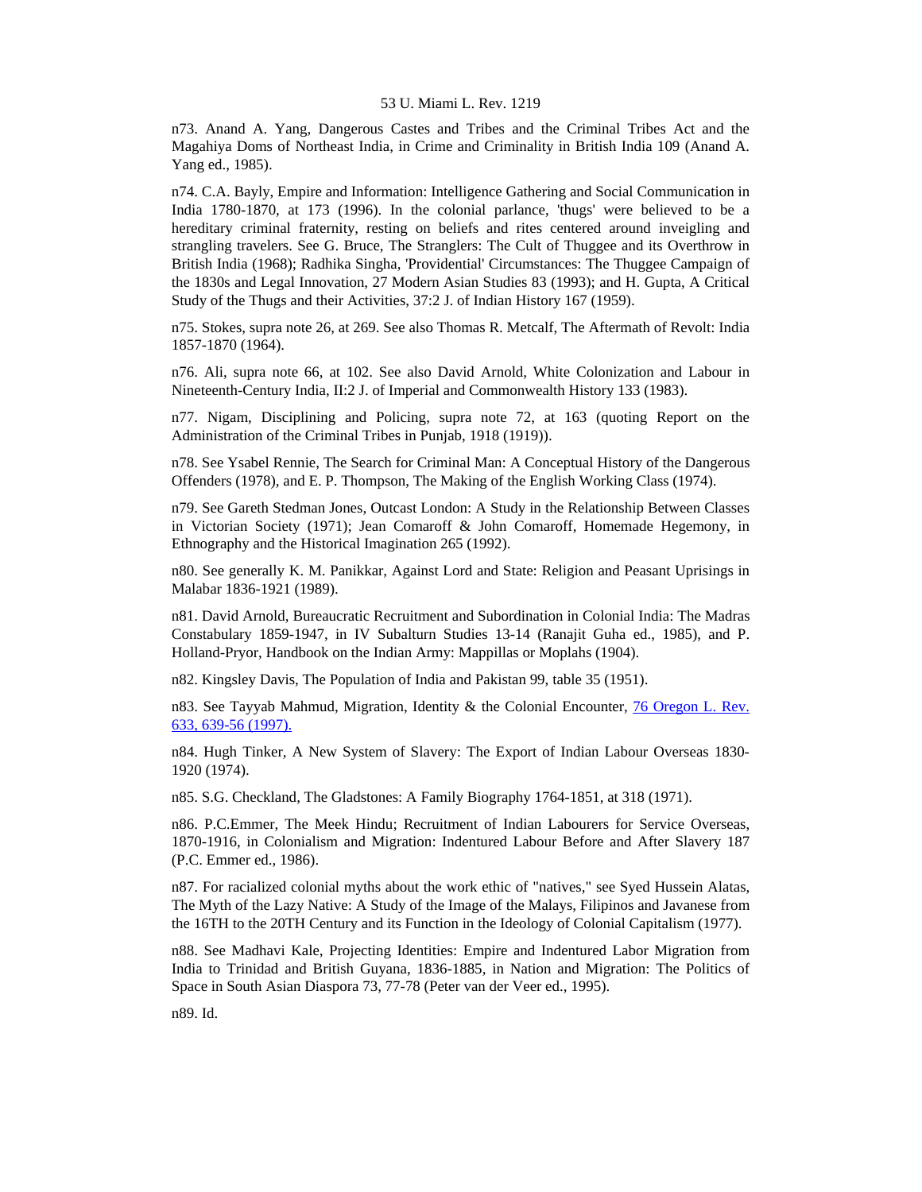n73. Anand A. Yang, Dangerous Castes and Tribes and the Criminal Tribes Act and the Magahiya Doms of Northeast India, in Crime and Criminality in British India 109 (Anand A. Yang ed., 1985).

n74. C.A. Bayly, Empire and Information: Intelligence Gathering and Social Communication in India 1780-1870, at 173 (1996). In the colonial parlance, 'thugs' were believed to be a hereditary criminal fraternity, resting on beliefs and rites centered around inveigling and strangling travelers. See G. Bruce, The Stranglers: The Cult of Thuggee and its Overthrow in British India (1968); Radhika Singha, 'Providential' Circumstances: The Thuggee Campaign of the 1830s and Legal Innovation, 27 Modern Asian Studies 83 (1993); and H. Gupta, A Critical Study of the Thugs and their Activities, 37:2 J. of Indian History 167 (1959).

n75. Stokes, supra note 26, at 269. See also Thomas R. Metcalf, The Aftermath of Revolt: India 1857-1870 (1964).

n76. Ali, supra note 66, at 102. See also David Arnold, White Colonization and Labour in Nineteenth-Century India, II:2 J. of Imperial and Commonwealth History 133 (1983).

n77. Nigam, Disciplining and Policing, supra note 72, at 163 (quoting Report on the Administration of the Criminal Tribes in Punjab, 1918 (1919)).

n78. See Ysabel Rennie, The Search for Criminal Man: A Conceptual History of the Dangerous Offenders (1978), and E. P. Thompson, The Making of the English Working Class (1974).

n79. See Gareth Stedman Jones, Outcast London: A Study in the Relationship Between Classes in Victorian Society (1971); Jean Comaroff & John Comaroff, Homemade Hegemony, in Ethnography and the Historical Imagination 265 (1992).

n80. See generally K. M. Panikkar, Against Lord and State: Religion and Peasant Uprisings in Malabar 1836-1921 (1989).

n81. David Arnold, Bureaucratic Recruitment and Subordination in Colonial India: The Madras Constabulary 1859-1947, in IV Subalturn Studies 13-14 (Ranajit Guha ed., 1985), and P. Holland-Pryor, Handbook on the Indian Army: Mappillas or Moplahs (1904).

n82. Kingsley Davis, The Population of India and Pakistan 99, table 35 (1951).

n83. See Tayyab Mahmud, Migration, Identity & the Colonial Encounter, 76 Oregon L. Rev. 633, 639-56 (1997).

n84. Hugh Tinker, A New System of Slavery: The Export of Indian Labour Overseas 1830-1920 (1974).

n85. S.G. Checkland, The Gladstones: A Family Biography 1764-1851, at 318 (1971).

n86. P.C.Emmer, The Meek Hindu; Recruitment of Indian Labourers for Service Overseas, 1870-1916, in Colonialism and Migration: Indentured Labour Before and After Slavery 187 (P.C. Emmer ed., 1986).

n87. For racialized colonial myths about the work ethic of "natives," see Syed Hussein Alatas, The Myth of the Lazy Native: A Study of the Image of the Malays, Filipinos and Javanese from the 16TH to the 20TH Century and its Function in the Ideology of Colonial Capitalism (1977).

n88. See Madhavi Kale, Projecting Identities: Empire and Indentured Labor Migration from India to Trinidad and British Guyana, 1836-1885, in Nation and Migration: The Politics of Space in South Asian Diaspora 73, 77-78 (Peter van der Veer ed., 1995).

n89. Id.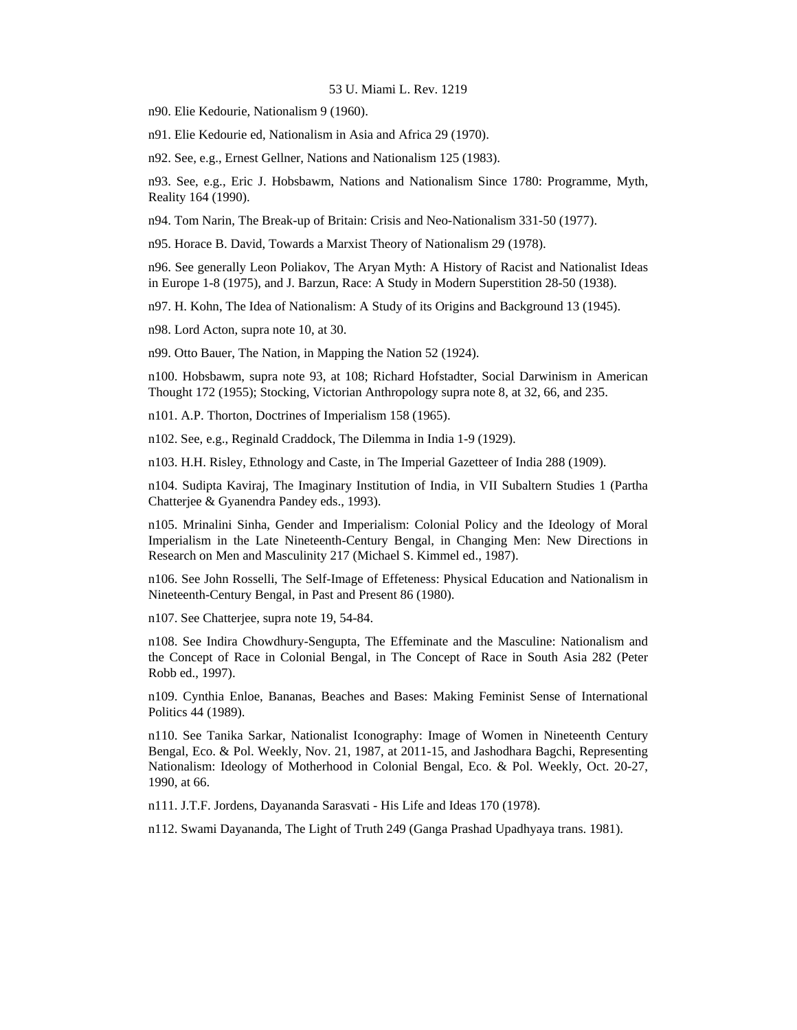n90. Elie Kedourie, Nationalism 9 (1960).

n91. Elie Kedourie ed, Nationalism in Asia and Africa 29 (1970).

n92. See, e.g., Ernest Gellner, Nations and Nationalism 125 (1983).

n93. See, e.g., Eric J. Hobsbawm, Nations and Nationalism Since 1780: Programme, Myth, Reality 164 (1990).

n94. Tom Narin, The Break-up of Britain: Crisis and Neo-Nationalism 331-50 (1977).

n95. Horace B. David, Towards a Marxist Theory of Nationalism 29 (1978).

n96. See generally Leon Poliakov, The Aryan Myth: A History of Racist and Nationalist Ideas in Europe 1-8 (1975), and J. Barzun, Race: A Study in Modern Superstition 28-50 (1938).

n97. H. Kohn, The Idea of Nationalism: A Study of its Origins and Background 13 (1945).

n98. Lord Acton, supra note 10, at 30.

n99. Otto Bauer, The Nation, in Mapping the Nation 52 (1924).

n100. Hobsbawm, supra note 93, at 108; Richard Hofstadter, Social Darwinism in American Thought 172 (1955); Stocking, Victorian Anthropology supra note 8, at 32, 66, and 235.

n101. A.P. Thorton, Doctrines of Imperialism 158 (1965).

n102. See, e.g., Reginald Craddock, The Dilemma in India 1-9 (1929).

n103. H.H. Risley, Ethnology and Caste, in The Imperial Gazetteer of India 288 (1909).

n104. Sudipta Kaviraj, The Imaginary Institution of India, in VII Subaltern Studies 1 (Partha Chatterjee & Gyanendra Pandey eds., 1993).

n105. Mrinalini Sinha, Gender and Imperialism: Colonial Policy and the Ideology of Moral Imperialism in the Late Nineteenth-Century Bengal, in Changing Men: New Directions in Research on Men and Masculinity 217 (Michael S. Kimmel ed., 1987).

n106. See John Rosselli, The Self-Image of Effeteness: Physical Education and Nationalism in Nineteenth-Century Bengal, in Past and Present 86 (1980).

n107. See Chatterjee, supra note 19, 54-84.

n108. See Indira Chowdhury-Sengupta, The Effeminate and the Masculine: Nationalism and the Concept of Race in Colonial Bengal, in The Concept of Race in South Asia 282 (Peter Robb ed., 1997).

n109. Cynthia Enloe, Bananas, Beaches and Bases: Making Feminist Sense of International Politics 44 (1989).

n110. See Tanika Sarkar, Nationalist Iconography: Image of Women in Nineteenth Century Bengal, Eco. & Pol. Weekly, Nov. 21, 1987, at 2011-15, and Jashodhara Bagchi, Representing Nationalism: Ideology of Motherhood in Colonial Bengal, Eco. & Pol. Weekly, Oct. 20-27, 1990, at 66.

n111. J.T.F. Jordens, Dayananda Sarasvati - His Life and Ideas 170 (1978).

n112. Swami Dayananda, The Light of Truth 249 (Ganga Prashad Upadhyaya trans. 1981).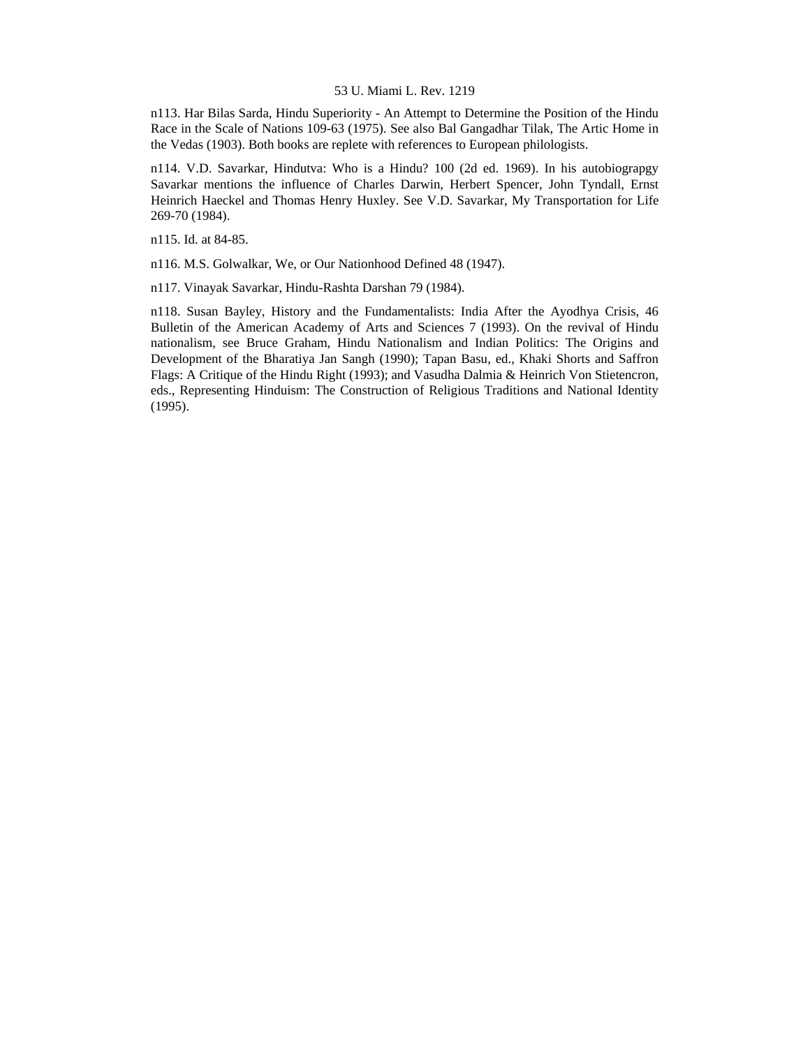n113. Har Bilas Sarda, Hindu Superiority - An Attempt to Determine the Position of the Hindu Race in the Scale of Nations 109-63 (1975). See also Bal Gangadhar Tilak, The Artic Home in the Vedas (1903). Both books are replete with references to European philologists.

n114. V.D. Savarkar, Hindutva: Who is a Hindu? 100 (2d ed. 1969). In his autobiograpgy Savarkar mentions the influence of Charles Darwin, Herbert Spencer, John Tyndall, Ernst Heinrich Haeckel and Thomas Henry Huxley. See V.D. Savarkar, My Transportation for Life 269-70 (1984).

n115. Id. at 84-85.

n116. M.S. Golwalkar, We, or Our Nationhood Defined 48 (1947).

n117. Vinayak Savarkar, Hindu-Rashta Darshan 79 (1984).

n118. Susan Bayley, History and the Fundamentalists: India After the Ayodhya Crisis, 46 Bulletin of the American Academy of Arts and Sciences 7 (1993). On the revival of Hindu nationalism, see Bruce Graham, Hindu Nationalism and Indian Politics: The Origins and Development of the Bharatiya Jan Sangh (1990); Tapan Basu, ed., Khaki Shorts and Saffron Flags: A Critique of the Hindu Right (1993); and Vasudha Dalmia & Heinrich Von Stietencron, eds., Representing Hinduism: The Construction of Religious Traditions and National Identity (1995).